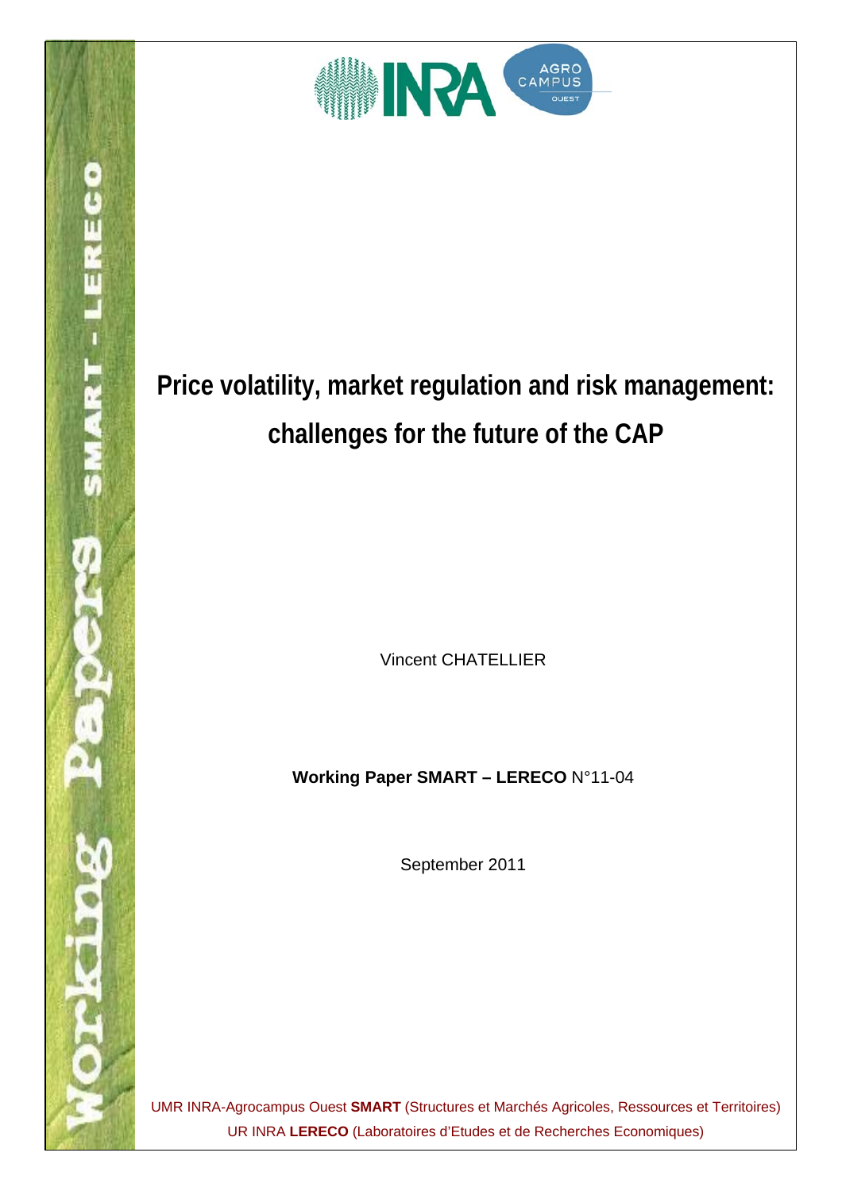# Price volatility, market regulation and risk management: challenges for the future of the CAP

Vincent CHATELLIER

**Working Paper SMART – LERECO** N°11-04

September 2011

UMR INRA-Agrocampus Ouest **SMART** (Structures et Marchés Agricoles, Ressources et Territoires)

UR INRA **LERECO** (Laboratoires d'Etudes et de Recherches Economiques)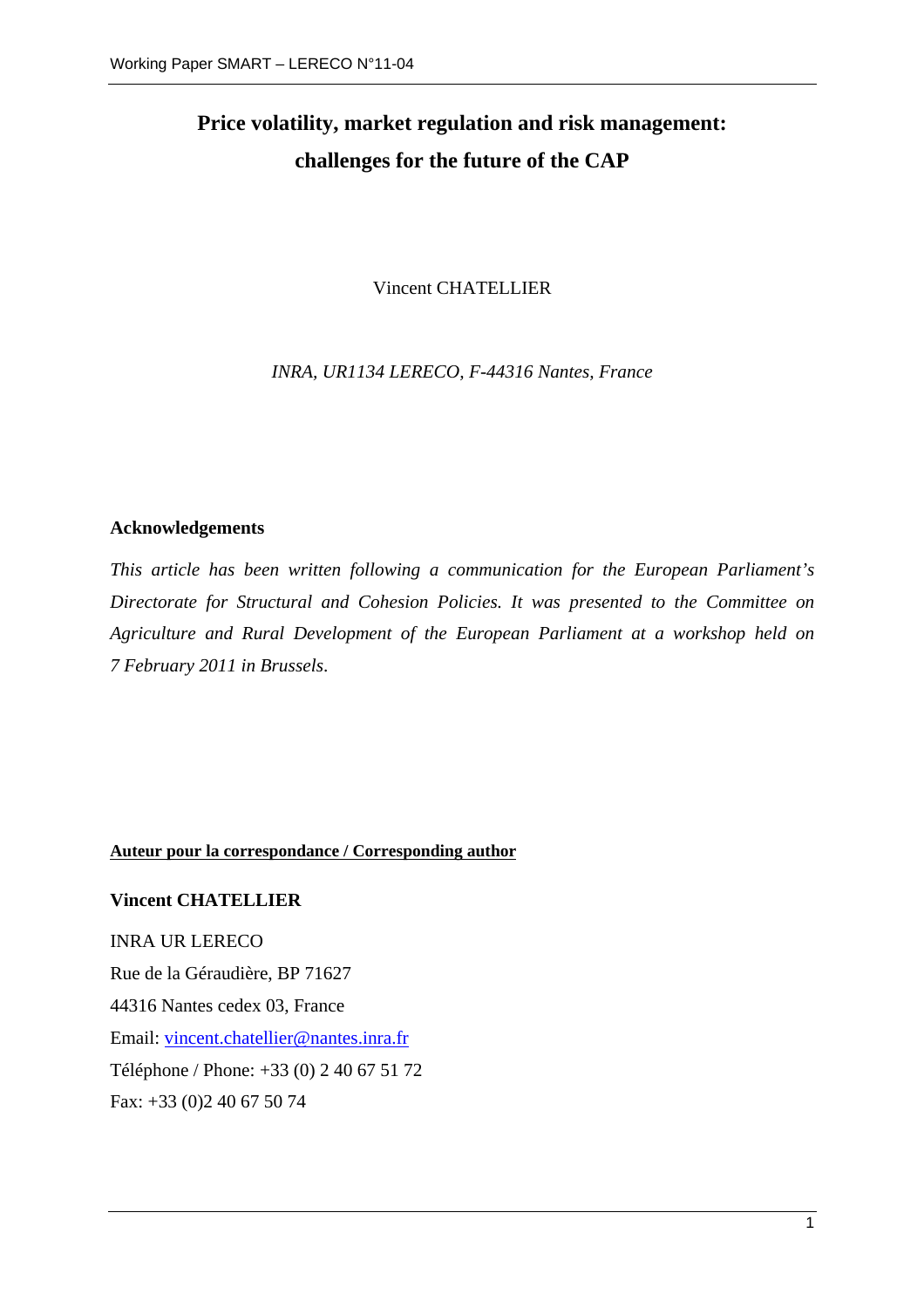# Price volatility, market regulation and risk management: challenges for the future of the CAP

Vincent CHATELLIER

*INRA, UR1134 LERECO, F-44316 Nantes, France*

**Acknowledgements**

*This article has been written following a communication for the European Parliament's Directorate for Structural and Cohesion Policies. It was presented to the Committee on Agriculture and Rural Development of the European Parliament at a workshop held on 7 February 2011 in Brussels.*

**Auteur pour la correspondance / Corresponding author**

**Vincent CHATELLIER**

INRA UR LERECO  
Rue de la Géraudière, BP 71627  
44316 Nantes cedex 03, France  
Email: vincent.chatellier@nantes.inra.fr  
Téléphone / Phone: +33 (0) 2 40 67 51 72  
Fax: +33 (0)2 40 67 50 74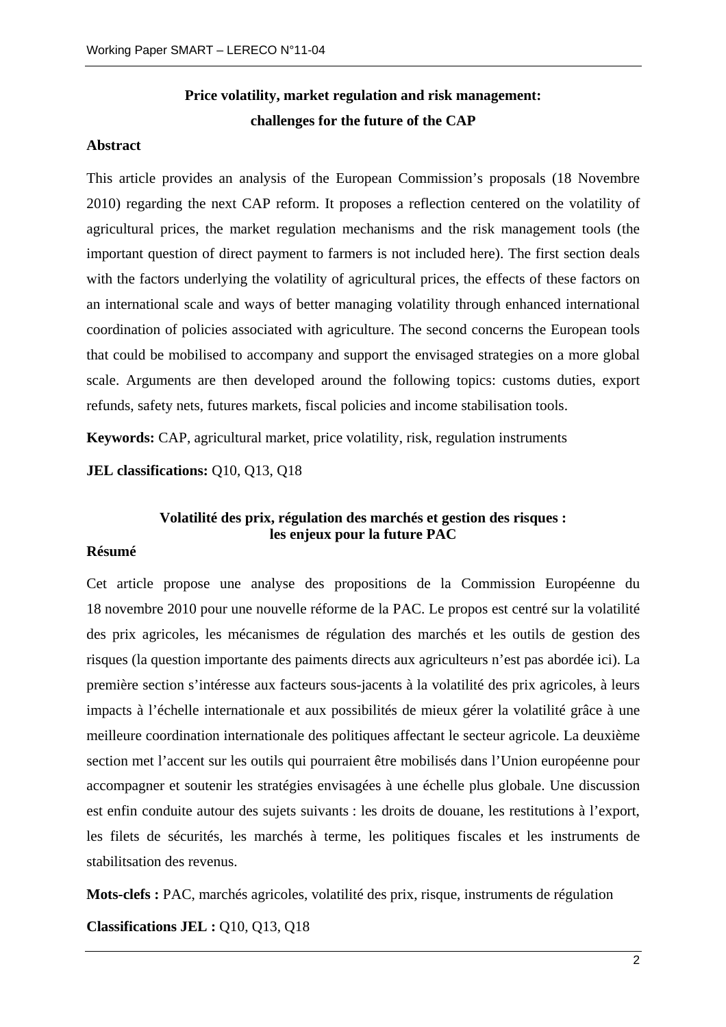**Price volatility, market regulation and risk management: challenges for the future of the CAP**

**Abstract**

This article provides an analysis of the European Commission's proposals (18 Novembre 2010) regarding the next CAP reform. It proposes a reflection centered on the volatility of agricultural prices, the market regulation mechanisms and the risk management tools (the important question of direct payment to farmers is not included here). The first section deals with the factors underlying the volatility of agricultural prices, the effects of these factors on an international scale and ways of better managing volatility through enhanced international coordination of policies associated with agriculture. The second concerns the European tools that could be mobilised to accompany and support the envisaged strategies on a more global scale. Arguments are then developed around the following topics: customs duties, export refunds, safety nets, futures markets, fiscal policies and income stabilisation tools.

**Keywords:** CAP, agricultural market, price volatility, risk, regulation instruments

**JEL classifications:** Q10, Q13, Q18

**Volatilité des prix, régulation des marchés et gestion des risques : les enjeux pour la future PAC**

**Résumé**

Cet article propose une analyse des propositions de la Commission Européenne du 18 novembre 2010 pour une nouvelle réforme de la PAC. Le propos est centré sur la volatilité des prix agricoles, les mécanismes de régulation des marchés et les outils de gestion des risques (la question importante des paiments directs aux agriculteurs n'est pas abordée ici). La première section s'intéresse aux facteurs sous-jacents à la volatilité des prix agricoles, à leurs impacts à l'échelle internationale et aux possibilités de mieux gérer la volatilité grâce à une meilleure coordination internationale des politiques affectant le secteur agricole. La deuxième section met l'accent sur les outils qui pourraient être mobilisés dans l'Union européenne pour accompagner et soutenir les stratégies envisagées à une échelle plus globale. Une discussion est enfin conduite autour des sujets suivants : les droits de douane, les restitutions à l'export, les filets de sécurités, les marchés à terme, les politiques fiscales et les instruments de stabilitsation des revenus.

**Mots-clefs :** PAC, marchés agricoles, volatilité des prix, risque, instruments de régulation

**Classifications JEL :** Q10, Q13, Q18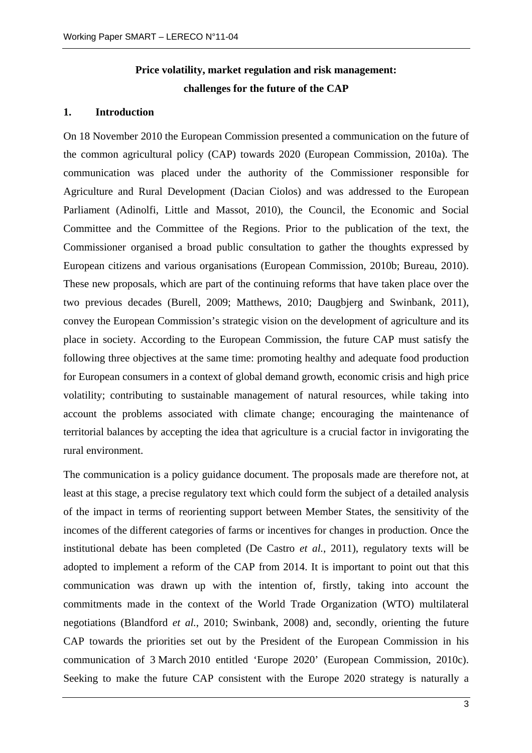**Price volatility, market regulation and risk management: challenges for the future of the CAP**

## 1. Introduction

On 18 November 2010 the European Commission presented a communication on the future of the common agricultural policy (CAP) towards 2020 (European Commission, 2010a). The communication was placed under the authority of the Commissioner responsible for Agriculture and Rural Development (Dacian Ciolos) and was addressed to the European Parliament (Adinolfi, Little and Massot, 2010), the Council, the Economic and Social Committee and the Committee of the Regions. Prior to the publication of the text, the Commissioner organised a broad public consultation to gather the thoughts expressed by European citizens and various organisations (European Commission, 2010b; Bureau, 2010). These new proposals, which are part of the continuing reforms that have taken place over the two previous decades (Burell, 2009; Matthews, 2010; Daugbjerg and Swinbank, 2011), convey the European Commission's strategic vision on the development of agriculture and its place in society. According to the European Commission, the future CAP must satisfy the following three objectives at the same time: promoting healthy and adequate food production for European consumers in a context of global demand growth, economic crisis and high price volatility; contributing to sustainable management of natural resources, while taking into account the problems associated with climate change; encouraging the maintenance of territorial balances by accepting the idea that agriculture is a crucial factor in invigorating the rural environment.

The communication is a policy guidance document. The proposals made are therefore not, at least at this stage, a precise regulatory text which could form the subject of a detailed analysis of the impact in terms of reorienting support between Member States, the sensitivity of the incomes of the different categories of farms or incentives for changes in production. Once the institutional debate has been completed (De Castro *et al.*, 2011), regulatory texts will be adopted to implement a reform of the CAP from 2014. It is important to point out that this communication was drawn up with the intention of, firstly, taking into account the commitments made in the context of the World Trade Organization (WTO) multilateral negotiations (Blandford *et al.*, 2010; Swinbank, 2008) and, secondly, orienting the future CAP towards the priorities set out by the President of the European Commission in his communication of 3 March 2010 entitled 'Europe 2020' (European Commission, 2010c). Seeking to make the future CAP consistent with the Europe 2020 strategy is naturally a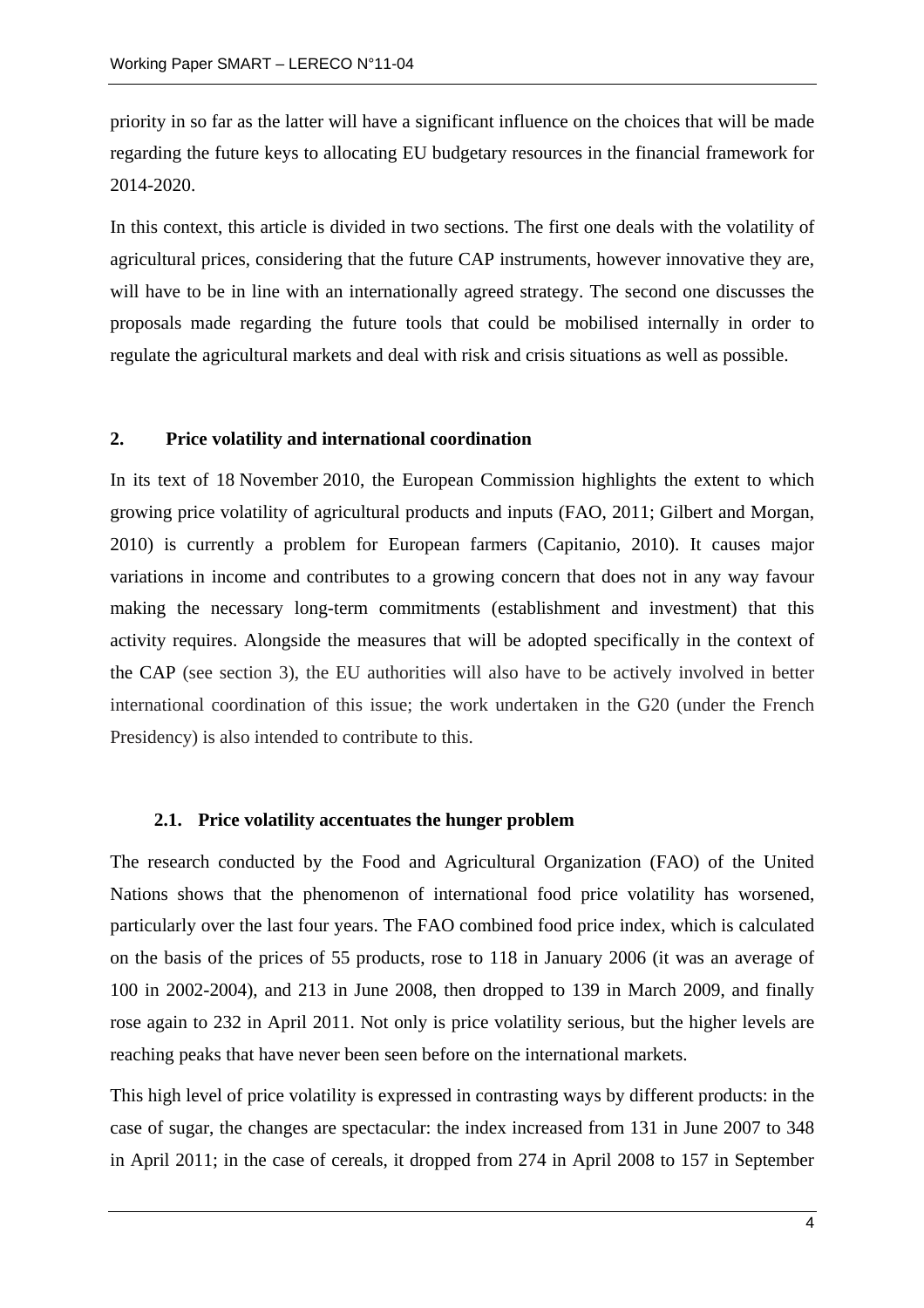priority in so far as the latter will have a significant influence on the choices that will be made regarding the future keys to allocating EU budgetary resources in the financial framework for 2014-2020.

In this context, this article is divided in two sections. The first one deals with the volatility of agricultural prices, considering that the future CAP instruments, however innovative they are, will have to be in line with an internationally agreed strategy. The second one discusses the proposals made regarding the future tools that could be mobilised internally in order to regulate the agricultural markets and deal with risk and crisis situations as well as possible.

## 2. Price volatility and international coordination

In its text of 18 November 2010, the European Commission highlights the extent to which growing price volatility of agricultural products and inputs (FAO, 2011; Gilbert and Morgan, 2010) is currently a problem for European farmers (Capitanio, 2010). It causes major variations in income and contributes to a growing concern that does not in any way favour making the necessary long-term commitments (establishment and investment) that this activity requires. Alongside the measures that will be adopted specifically in the context of the CAP (see section 3), the EU authorities will also have to be actively involved in better international coordination of this issue; the work undertaken in the G20 (under the French Presidency) is also intended to contribute to this.

### 2.1. Price volatility accentuates the hunger problem

The research conducted by the Food and Agricultural Organization (FAO) of the United Nations shows that the phenomenon of international food price volatility has worsened, particularly over the last four years. The FAO combined food price index, which is calculated on the basis of the prices of 55 products, rose to 118 in January 2006 (it was an average of 100 in 2002-2004), and 213 in June 2008, then dropped to 139 in March 2009, and finally rose again to 232 in April 2011. Not only is price volatility serious, but the higher levels are reaching peaks that have never been seen before on the international markets.

This high level of price volatility is expressed in contrasting ways by different products: in the case of sugar, the changes are spectacular: the index increased from 131 in June 2007 to 348 in April 2011; in the case of cereals, it dropped from 274 in April 2008 to 157 in September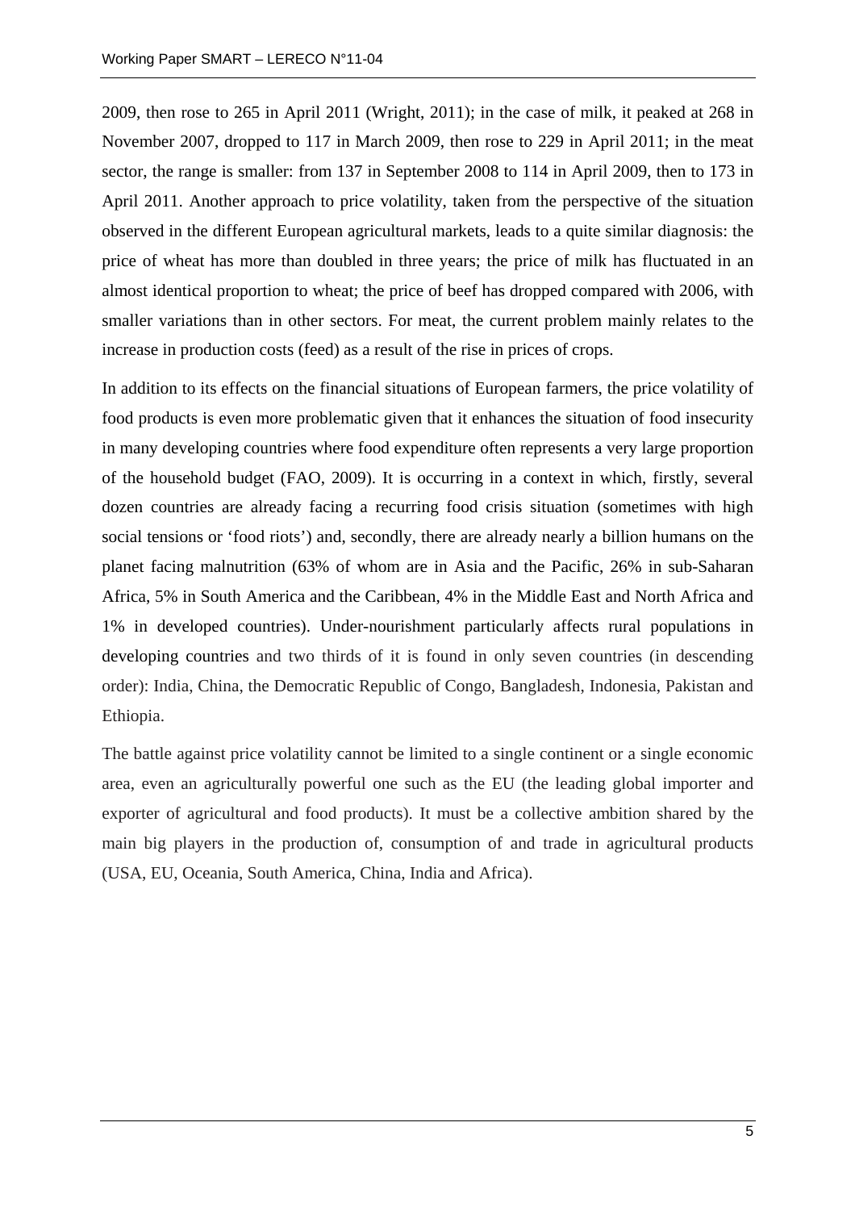2009, then rose to 265 in April 2011 (Wright, 2011); in the case of milk, it peaked at 268 in November 2007, dropped to 117 in March 2009, then rose to 229 in April 2011; in the meat sector, the range is smaller: from 137 in September 2008 to 114 in April 2009, then to 173 in April 2011. Another approach to price volatility, taken from the perspective of the situation observed in the different European agricultural markets, leads to a quite similar diagnosis: the price of wheat has more than doubled in three years; the price of milk has fluctuated in an almost identical proportion to wheat; the price of beef has dropped compared with 2006, with smaller variations than in other sectors. For meat, the current problem mainly relates to the increase in production costs (feed) as a result of the rise in prices of crops.

In addition to its effects on the financial situations of European farmers, the price volatility of food products is even more problematic given that it enhances the situation of food insecurity in many developing countries where food expenditure often represents a very large proportion of the household budget (FAO, 2009). It is occurring in a context in which, firstly, several dozen countries are already facing a recurring food crisis situation (sometimes with high social tensions or 'food riots') and, secondly, there are already nearly a billion humans on the planet facing malnutrition (63% of whom are in Asia and the Pacific, 26% in sub-Saharan Africa, 5% in South America and the Caribbean, 4% in the Middle East and North Africa and 1% in developed countries). Under-nourishment particularly affects rural populations in developing countries and two thirds of it is found in only seven countries (in descending order): India, China, the Democratic Republic of Congo, Bangladesh, Indonesia, Pakistan and Ethiopia.

The battle against price volatility cannot be limited to a single continent or a single economic area, even an agriculturally powerful one such as the EU (the leading global importer and exporter of agricultural and food products). It must be a collective ambition shared by the main big players in the production of, consumption of and trade in agricultural products (USA, EU, Oceania, South America, China, India and Africa).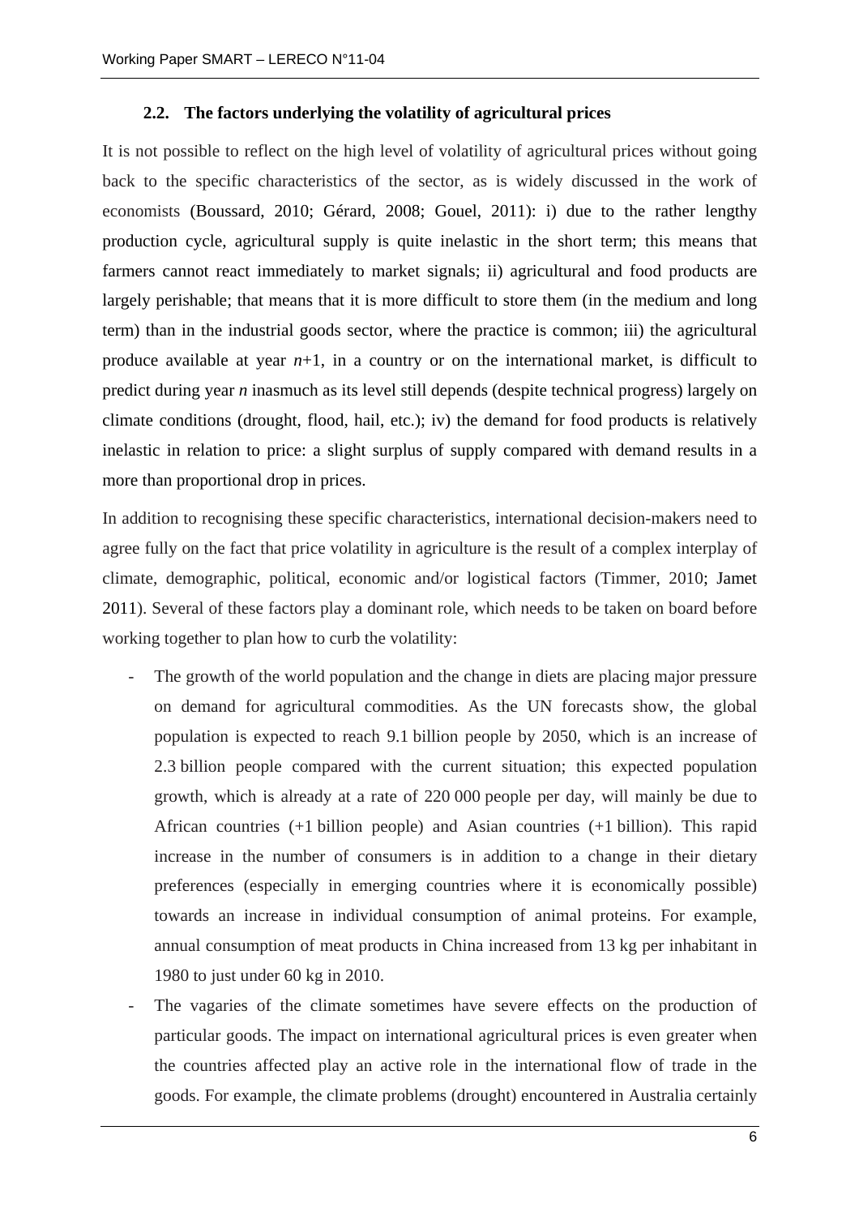### 2.2. The factors underlying the volatility of agricultural prices

It is not possible to reflect on the high level of volatility of agricultural prices without going back to the specific characteristics of the sector, as is widely discussed in the work of economists (Boussard, 2010; Gérard, 2008; Gouel, 2011): i) due to the rather lengthy production cycle, agricultural supply is quite inelastic in the short term; this means that farmers cannot react immediately to market signals; ii) agricultural and food products are largely perishable; that means that it is more difficult to store them (in the medium and long term) than in the industrial goods sector, where the practice is common; iii) the agricultural produce available at year $n+1$, in a country or on the international market, is difficult to predict during year $n$ inasmuch as its level still depends (despite technical progress) largely on climate conditions (drought, flood, hail, etc.); iv) the demand for food products is relatively inelastic in relation to price: a slight surplus of supply compared with demand results in a more than proportional drop in prices.

In addition to recognising these specific characteristics, international decision-makers need to agree fully on the fact that price volatility in agriculture is the result of a complex interplay of climate, demographic, political, economic and/or logistical factors (Timmer, 2010; Jamet 2011). Several of these factors play a dominant role, which needs to be taken on board before working together to plan how to curb the volatility:

- The growth of the world population and the change in diets are placing major pressure on demand for agricultural commodities. As the UN forecasts show, the global population is expected to reach 9.1 billion people by 2050, which is an increase of 2.3 billion people compared with the current situation; this expected population growth, which is already at a rate of 220 000 people per day, will mainly be due to African countries (+1 billion people) and Asian countries (+1 billion). This rapid increase in the number of consumers is in addition to a change in their dietary preferences (especially in emerging countries where it is economically possible) towards an increase in individual consumption of animal proteins. For example, annual consumption of meat products in China increased from 13 kg per inhabitant in 1980 to just under 60 kg in 2010.
- The vagaries of the climate sometimes have severe effects on the production of particular goods. The impact on international agricultural prices is even greater when the countries affected play an active role in the international flow of trade in the goods. For example, the climate problems (drought) encountered in Australia certainly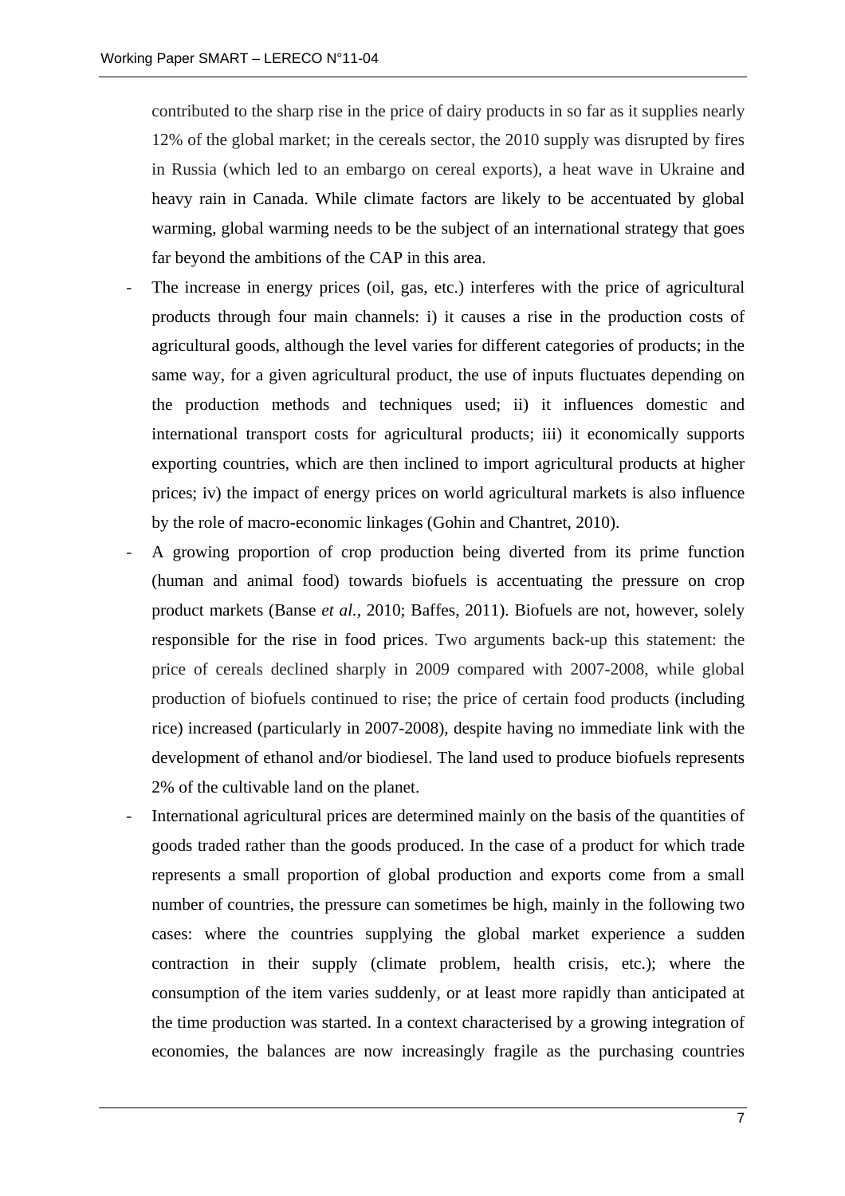contributed to the sharp rise in the price of dairy products in so far as it supplies nearly 12% of the global market; in the cereals sector, the 2010 supply was disrupted by fires in Russia (which led to an embargo on cereal exports), a heat wave in Ukraine and heavy rain in Canada. While climate factors are likely to be accentuated by global warming, global warming needs to be the subject of an international strategy that goes far beyond the ambitions of the CAP in this area.

- The increase in energy prices (oil, gas, etc.) interferes with the price of agricultural products through four main channels: i) it causes a rise in the production costs of agricultural goods, although the level varies for different categories of products; in the same way, for a given agricultural product, the use of inputs fluctuates depending on the production methods and techniques used; ii) it influences domestic and international transport costs for agricultural products; iii) it economically supports exporting countries, which are then inclined to import agricultural products at higher prices; iv) the impact of energy prices on world agricultural markets is also influence by the role of macro-economic linkages (Gohin and Chantret, 2010).
- A growing proportion of crop production being diverted from its prime function (human and animal food) towards biofuels is accentuating the pressure on crop product markets (Banse *et al.*, 2010; Baffes, 2011). Biofuels are not, however, solely responsible for the rise in food prices. Two arguments back-up this statement: the price of cereals declined sharply in 2009 compared with 2007-2008, while global production of biofuels continued to rise; the price of certain food products (including rice) increased (particularly in 2007-2008), despite having no immediate link with the development of ethanol and/or biodiesel. The land used to produce biofuels represents 2% of the cultivable land on the planet.
- International agricultural prices are determined mainly on the basis of the quantities of goods traded rather than the goods produced. In the case of a product for which trade represents a small proportion of global production and exports come from a small number of countries, the pressure can sometimes be high, mainly in the following two cases: where the countries supplying the global market experience a sudden contraction in their supply (climate problem, health crisis, etc.); where the consumption of the item varies suddenly, or at least more rapidly than anticipated at the time production was started. In a context characterised by a growing integration of economies, the balances are now increasingly fragile as the purchasing countries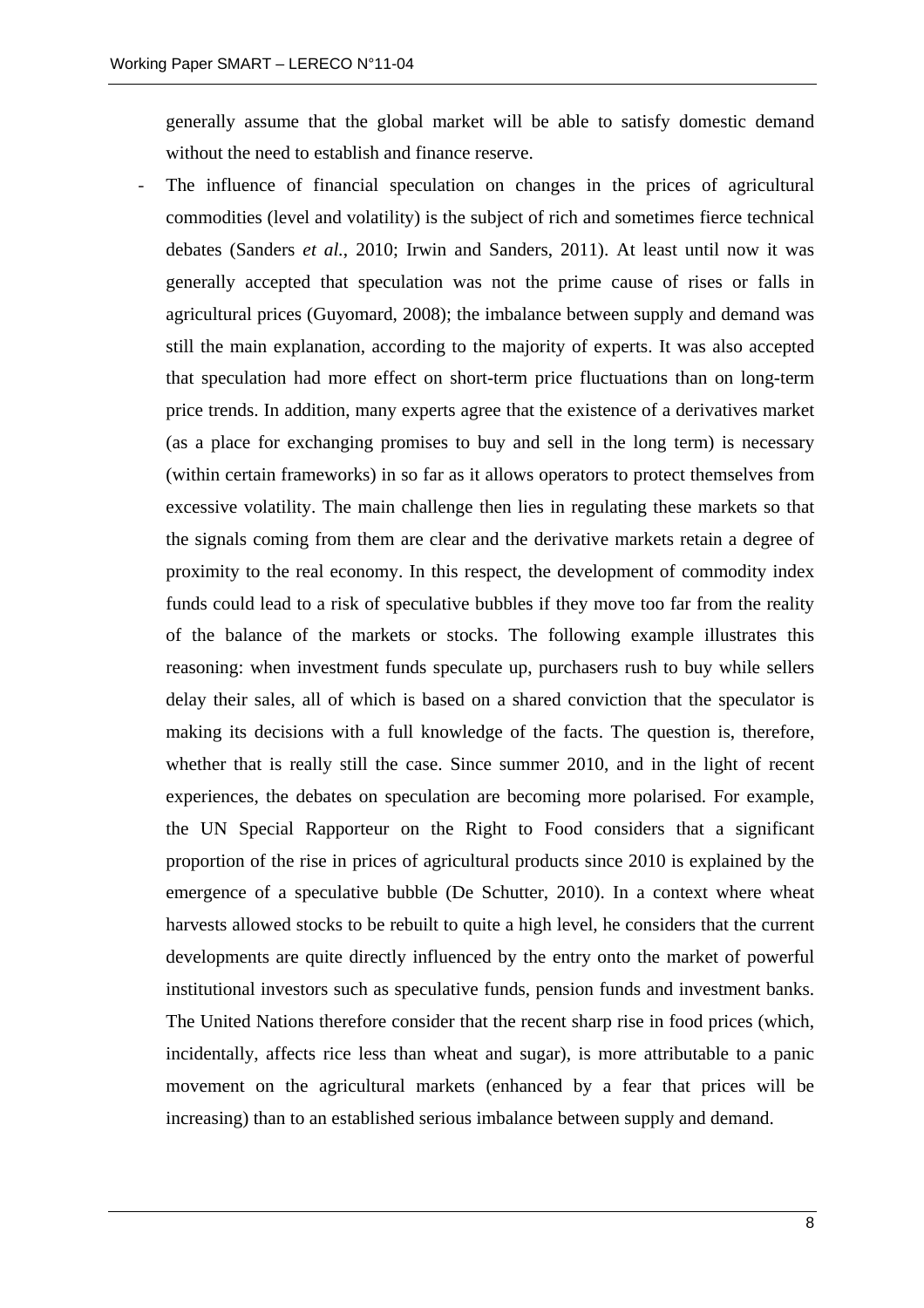generally assume that the global market will be able to satisfy domestic demand without the need to establish and finance reserve.

- The influence of financial speculation on changes in the prices of agricultural commodities (level and volatility) is the subject of rich and sometimes fierce technical debates (Sanders *et al.*, 2010; Irwin and Sanders, 2011). At least until now it was generally accepted that speculation was not the prime cause of rises or falls in agricultural prices (Guyomard, 2008); the imbalance between supply and demand was still the main explanation, according to the majority of experts. It was also accepted that speculation had more effect on short-term price fluctuations than on long-term price trends. In addition, many experts agree that the existence of a derivatives market (as a place for exchanging promises to buy and sell in the long term) is necessary (within certain frameworks) in so far as it allows operators to protect themselves from excessive volatility. The main challenge then lies in regulating these markets so that the signals coming from them are clear and the derivative markets retain a degree of proximity to the real economy. In this respect, the development of commodity index funds could lead to a risk of speculative bubbles if they move too far from the reality of the balance of the markets or stocks. The following example illustrates this reasoning: when investment funds speculate up, purchasers rush to buy while sellers delay their sales, all of which is based on a shared conviction that the speculator is making its decisions with a full knowledge of the facts. The question is, therefore, whether that is really still the case. Since summer 2010, and in the light of recent experiences, the debates on speculation are becoming more polarised. For example, the UN Special Rapporteur on the Right to Food considers that a significant proportion of the rise in prices of agricultural products since 2010 is explained by the emergence of a speculative bubble (De Schutter, 2010). In a context where wheat harvests allowed stocks to be rebuilt to quite a high level, he considers that the current developments are quite directly influenced by the entry onto the market of powerful institutional investors such as speculative funds, pension funds and investment banks. The United Nations therefore consider that the recent sharp rise in food prices (which, incidentally, affects rice less than wheat and sugar), is more attributable to a panic movement on the agricultural markets (enhanced by a fear that prices will be increasing) than to an established serious imbalance between supply and demand.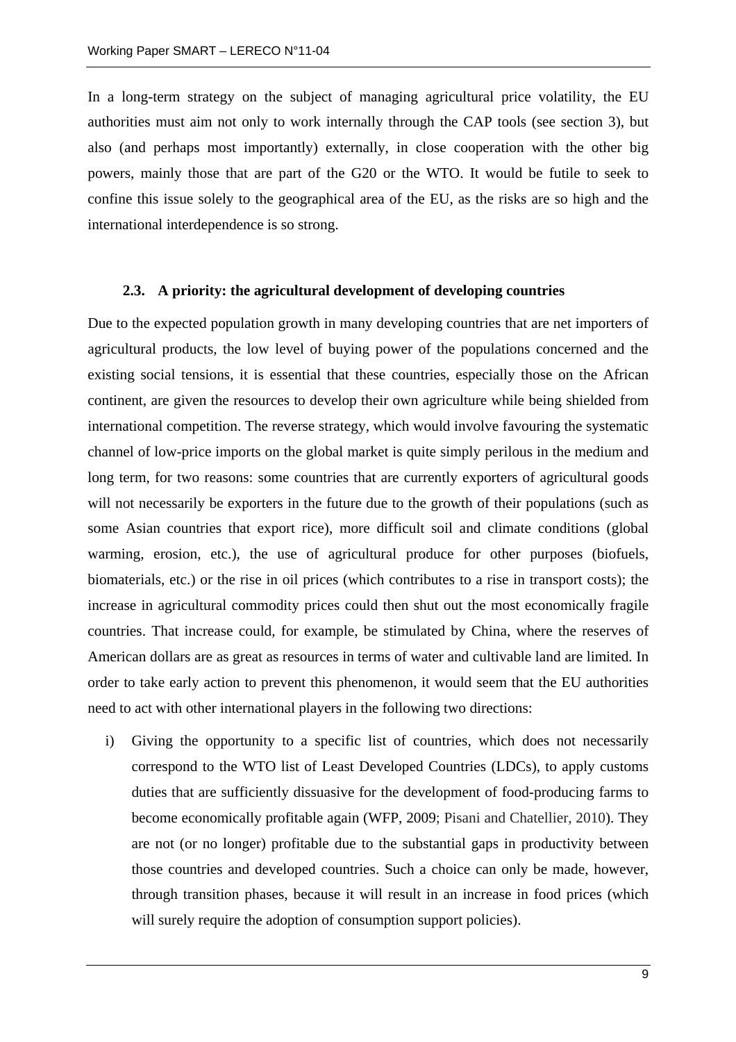In a long-term strategy on the subject of managing agricultural price volatility, the EU authorities must aim not only to work internally through the CAP tools (see section 3), but also (and perhaps most importantly) externally, in close cooperation with the other big powers, mainly those that are part of the G20 or the WTO. It would be futile to seek to confine this issue solely to the geographical area of the EU, as the risks are so high and the international interdependence is so strong.

### 2.3. A priority: the agricultural development of developing countries

Due to the expected population growth in many developing countries that are net importers of agricultural products, the low level of buying power of the populations concerned and the existing social tensions, it is essential that these countries, especially those on the African continent, are given the resources to develop their own agriculture while being shielded from international competition. The reverse strategy, which would involve favouring the systematic channel of low-price imports on the global market is quite simply perilous in the medium and long term, for two reasons: some countries that are currently exporters of agricultural goods will not necessarily be exporters in the future due to the growth of their populations (such as some Asian countries that export rice), more difficult soil and climate conditions (global warming, erosion, etc.), the use of agricultural produce for other purposes (biofuels, biomaterials, etc.) or the rise in oil prices (which contributes to a rise in transport costs); the increase in agricultural commodity prices could then shut out the most economically fragile countries. That increase could, for example, be stimulated by China, where the reserves of American dollars are as great as resources in terms of water and cultivable land are limited. In order to take early action to prevent this phenomenon, it would seem that the EU authorities need to act with other international players in the following two directions:

i) Giving the opportunity to a specific list of countries, which does not necessarily correspond to the WTO list of Least Developed Countries (LDCs), to apply customs duties that are sufficiently dissuasive for the development of food-producing farms to become economically profitable again (WFP, 2009; Pisani and Chatellier, 2010). They are not (or no longer) profitable due to the substantial gaps in productivity between those countries and developed countries. Such a choice can only be made, however, through transition phases, because it will result in an increase in food prices (which will surely require the adoption of consumption support policies).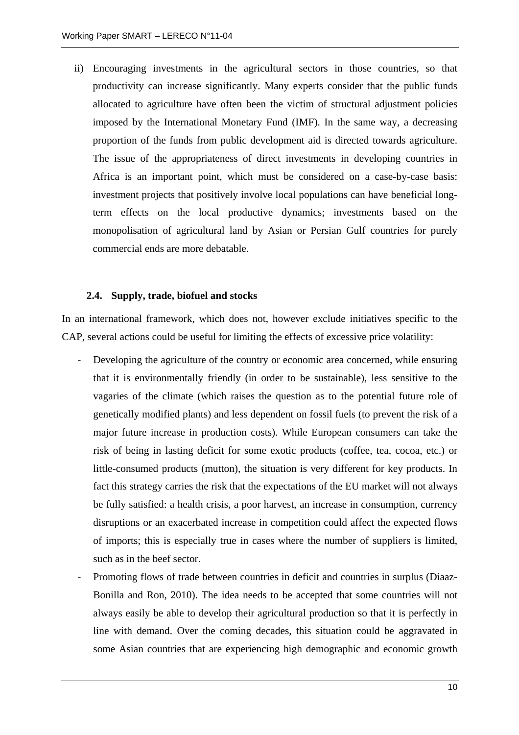ii) Encouraging investments in the agricultural sectors in those countries, so that productivity can increase significantly. Many experts consider that the public funds allocated to agriculture have often been the victim of structural adjustment policies imposed by the International Monetary Fund (IMF). In the same way, a decreasing proportion of the funds from public development aid is directed towards agriculture. The issue of the appropriateness of direct investments in developing countries in Africa is an important point, which must be considered on a case-by-case basis: investment projects that positively involve local populations can have beneficial long-term effects on the local productive dynamics; investments based on the monopolisation of agricultural land by Asian or Persian Gulf countries for purely commercial ends are more debatable.

### 2.4. Supply, trade, biofuel and stocks

In an international framework, which does not, however exclude initiatives specific to the CAP, several actions could be useful for limiting the effects of excessive price volatility:

- Developing the agriculture of the country or economic area concerned, while ensuring that it is environmentally friendly (in order to be sustainable), less sensitive to the vagaries of the climate (which raises the question as to the potential future role of genetically modified plants) and less dependent on fossil fuels (to prevent the risk of a major future increase in production costs). While European consumers can take the risk of being in lasting deficit for some exotic products (coffee, tea, cocoa, etc.) or little-consumed products (mutton), the situation is very different for key products. In fact this strategy carries the risk that the expectations of the EU market will not always be fully satisfied: a health crisis, a poor harvest, an increase in consumption, currency disruptions or an exacerbated increase in competition could affect the expected flows of imports; this is especially true in cases where the number of suppliers is limited, such as in the beef sector.
- Promoting flows of trade between countries in deficit and countries in surplus (Diaaz-Bonilla and Ron, 2010). The idea needs to be accepted that some countries will not always easily be able to develop their agricultural production so that it is perfectly in line with demand. Over the coming decades, this situation could be aggravated in some Asian countries that are experiencing high demographic and economic growth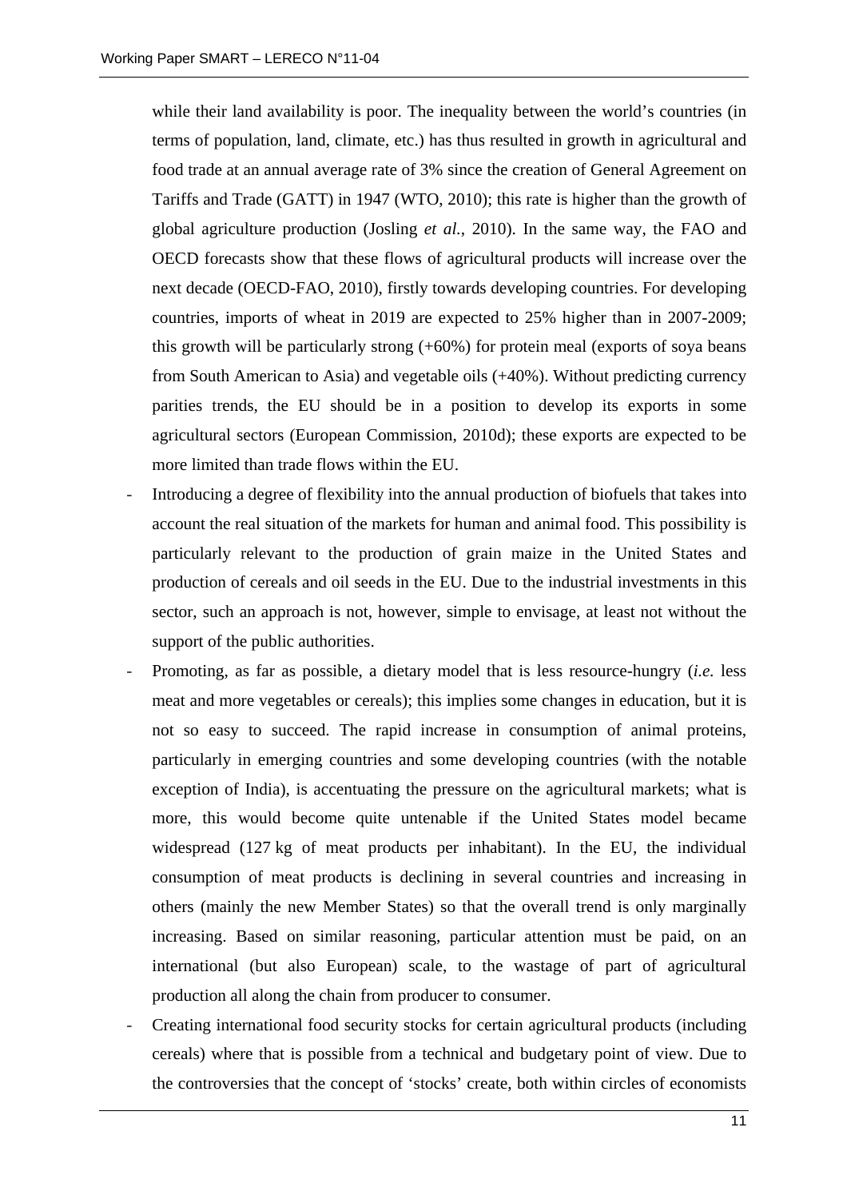while their land availability is poor. The inequality between the world's countries (in terms of population, land, climate, etc.) has thus resulted in growth in agricultural and food trade at an annual average rate of 3% since the creation of General Agreement on Tariffs and Trade (GATT) in 1947 (WTO, 2010); this rate is higher than the growth of global agriculture production (Josling *et al.*, 2010). In the same way, the FAO and OECD forecasts show that these flows of agricultural products will increase over the next decade (OECD-FAO, 2010), firstly towards developing countries. For developing countries, imports of wheat in 2019 are expected to 25% higher than in 2007-2009; this growth will be particularly strong (+60%) for protein meal (exports of soya beans from South American to Asia) and vegetable oils (+40%). Without predicting currency parities trends, the EU should be in a position to develop its exports in some agricultural sectors (European Commission, 2010d); these exports are expected to be more limited than trade flows within the EU.

- Introducing a degree of flexibility into the annual production of biofuels that takes into account the real situation of the markets for human and animal food. This possibility is particularly relevant to the production of grain maize in the United States and production of cereals and oil seeds in the EU. Due to the industrial investments in this sector, such an approach is not, however, simple to envisage, at least not without the support of the public authorities.
- Promoting, as far as possible, a dietary model that is less resource-hungry (*i.e.* less meat and more vegetables or cereals); this implies some changes in education, but it is not so easy to succeed. The rapid increase in consumption of animal proteins, particularly in emerging countries and some developing countries (with the notable exception of India), is accentuating the pressure on the agricultural markets; what is more, this would become quite untenable if the United States model became widespread (127 kg of meat products per inhabitant). In the EU, the individual consumption of meat products is declining in several countries and increasing in others (mainly the new Member States) so that the overall trend is only marginally increasing. Based on similar reasoning, particular attention must be paid, on an international (but also European) scale, to the wastage of part of agricultural production all along the chain from producer to consumer.
- Creating international food security stocks for certain agricultural products (including cereals) where that is possible from a technical and budgetary point of view. Due to the controversies that the concept of 'stocks' create, both within circles of economists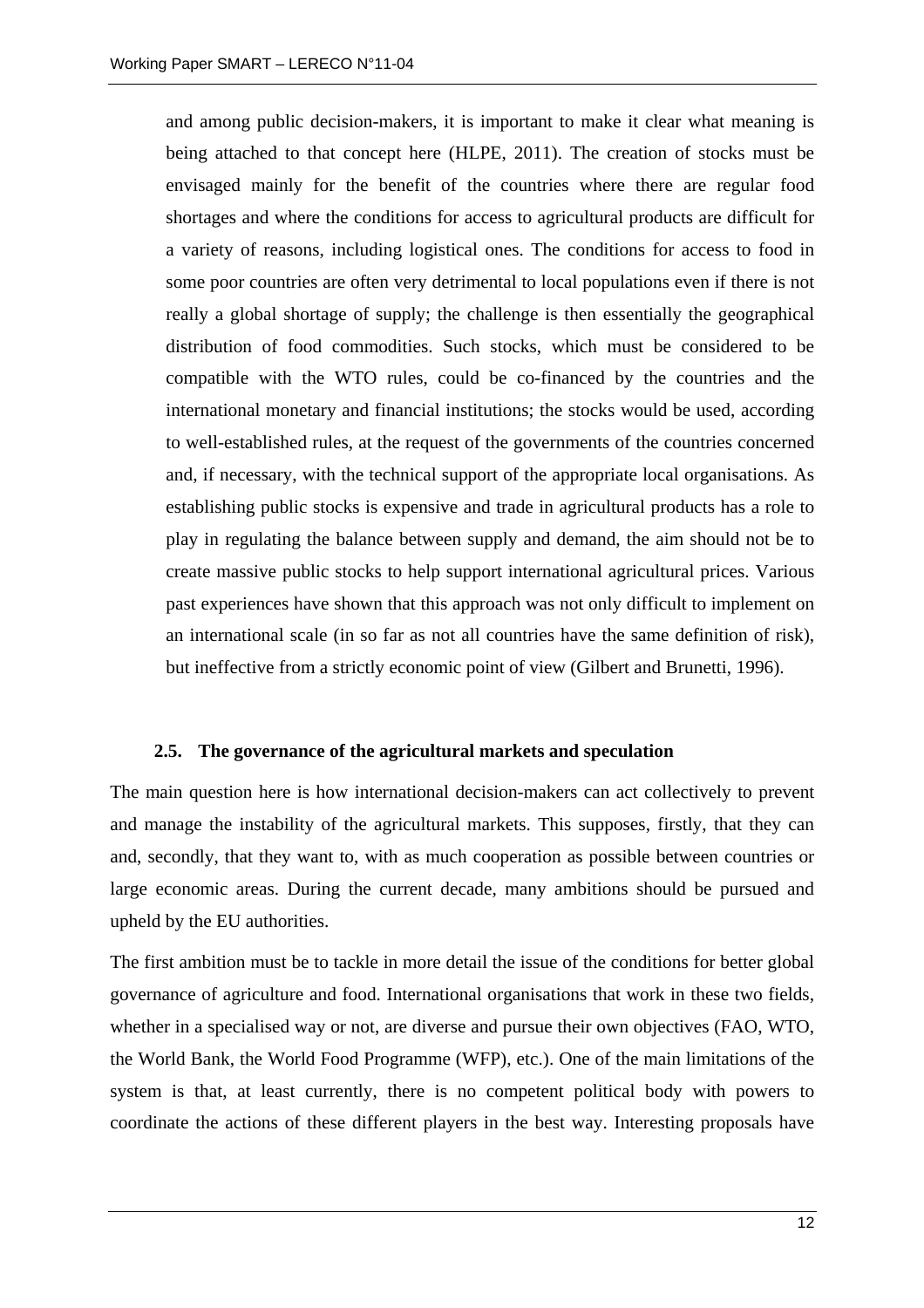and among public decision-makers, it is important to make it clear what meaning is being attached to that concept here (HLPE, 2011). The creation of stocks must be envisaged mainly for the benefit of the countries where there are regular food shortages and where the conditions for access to agricultural products are difficult for a variety of reasons, including logistical ones. The conditions for access to food in some poor countries are often very detrimental to local populations even if there is not really a global shortage of supply; the challenge is then essentially the geographical distribution of food commodities. Such stocks, which must be considered to be compatible with the WTO rules, could be co-financed by the countries and the international monetary and financial institutions; the stocks would be used, according to well-established rules, at the request of the governments of the countries concerned and, if necessary, with the technical support of the appropriate local organisations. As establishing public stocks is expensive and trade in agricultural products has a role to play in regulating the balance between supply and demand, the aim should not be to create massive public stocks to help support international agricultural prices. Various past experiences have shown that this approach was not only difficult to implement on an international scale (in so far as not all countries have the same definition of risk), but ineffective from a strictly economic point of view (Gilbert and Brunetti, 1996).

### 2.5. The governance of the agricultural markets and speculation

The main question here is how international decision-makers can act collectively to prevent and manage the instability of the agricultural markets. This supposes, firstly, that they can and, secondly, that they want to, with as much cooperation as possible between countries or large economic areas. During the current decade, many ambitions should be pursued and upheld by the EU authorities.

The first ambition must be to tackle in more detail the issue of the conditions for better global governance of agriculture and food. International organisations that work in these two fields, whether in a specialised way or not, are diverse and pursue their own objectives (FAO, WTO, the World Bank, the World Food Programme (WFP), etc.). One of the main limitations of the system is that, at least currently, there is no competent political body with powers to coordinate the actions of these different players in the best way. Interesting proposals have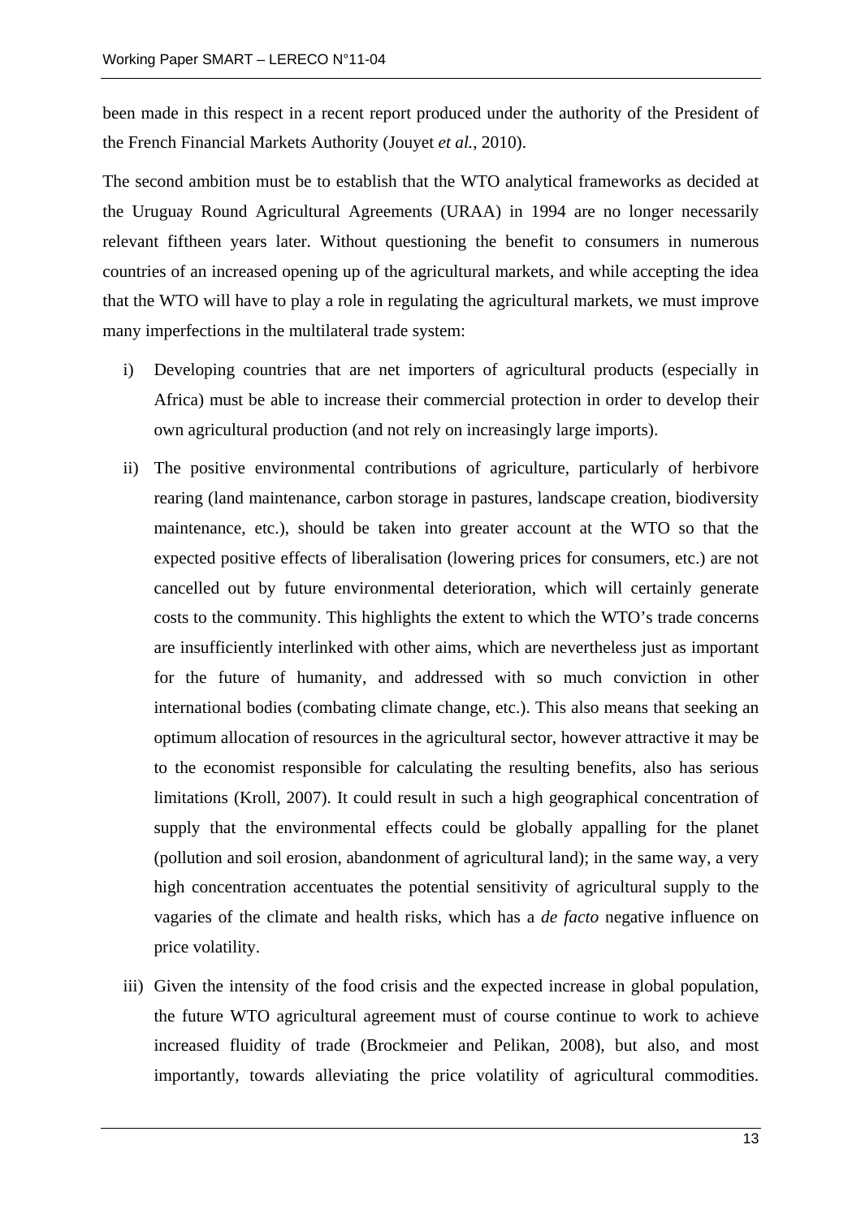been made in this respect in a recent report produced under the authority of the President of the French Financial Markets Authority (Jouyet *et al.*, 2010).

The second ambition must be to establish that the WTO analytical frameworks as decided at the Uruguay Round Agricultural Agreements (URAA) in 1994 are no longer necessarily relevant fiftheen years later. Without questioning the benefit to consumers in numerous countries of an increased opening up of the agricultural markets, and while accepting the idea that the WTO will have to play a role in regulating the agricultural markets, we must improve many imperfections in the multilateral trade system:

i) Developing countries that are net importers of agricultural products (especially in Africa) must be able to increase their commercial protection in order to develop their own agricultural production (and not rely on increasingly large imports).

ii) The positive environmental contributions of agriculture, particularly of herbivore rearing (land maintenance, carbon storage in pastures, landscape creation, biodiversity maintenance, etc.), should be taken into greater account at the WTO so that the expected positive effects of liberalisation (lowering prices for consumers, etc.) are not cancelled out by future environmental deterioration, which will certainly generate costs to the community. This highlights the extent to which the WTO's trade concerns are insufficiently interlinked with other aims, which are nevertheless just as important for the future of humanity, and addressed with so much conviction in other international bodies (combating climate change, etc.). This also means that seeking an optimum allocation of resources in the agricultural sector, however attractive it may be to the economist responsible for calculating the resulting benefits, also has serious limitations (Kroll, 2007). It could result in such a high geographical concentration of supply that the environmental effects could be globally appalling for the planet (pollution and soil erosion, abandonment of agricultural land); in the same way, a very high concentration accentuates the potential sensitivity of agricultural supply to the vagaries of the climate and health risks, which has a *de facto* negative influence on price volatility.

iii) Given the intensity of the food crisis and the expected increase in global population, the future WTO agricultural agreement must of course continue to work to achieve increased fluidity of trade (Brockmeier and Pelikan, 2008), but also, and most importantly, towards alleviating the price volatility of agricultural commodities.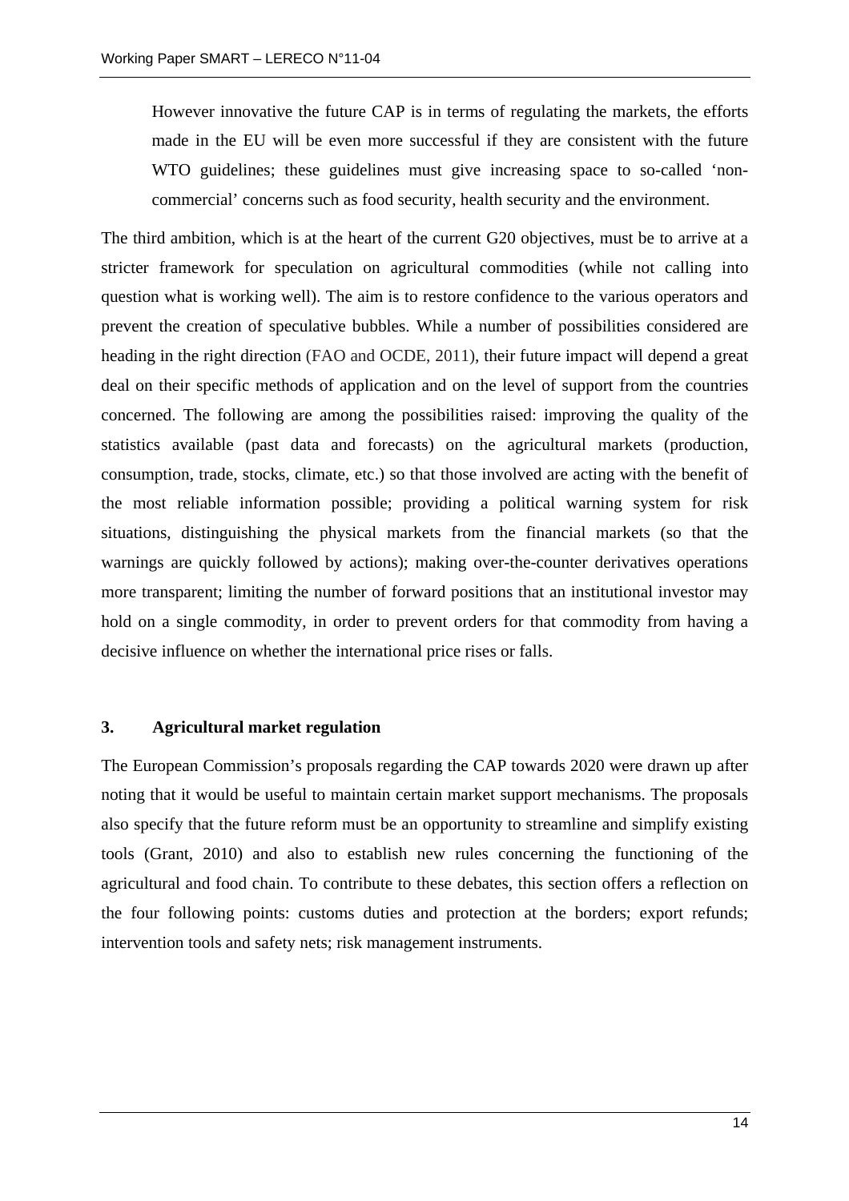> However innovative the future CAP is in terms of regulating the markets, the efforts made in the EU will be even more successful if they are consistent with the future WTO guidelines; these guidelines must give increasing space to so-called 'non-commercial' concerns such as food security, health security and the environment.

The third ambition, which is at the heart of the current G20 objectives, must be to arrive at a stricter framework for speculation on agricultural commodities (while not calling into question what is working well). The aim is to restore confidence to the various operators and prevent the creation of speculative bubbles. While a number of possibilities considered are heading in the right direction (FAO and OCDE, 2011), their future impact will depend a great deal on their specific methods of application and on the level of support from the countries concerned. The following are among the possibilities raised: improving the quality of the statistics available (past data and forecasts) on the agricultural markets (production, consumption, trade, stocks, climate, etc.) so that those involved are acting with the benefit of the most reliable information possible; providing a political warning system for risk situations, distinguishing the physical markets from the financial markets (so that the warnings are quickly followed by actions); making over-the-counter derivatives operations more transparent; limiting the number of forward positions that an institutional investor may hold on a single commodity, in order to prevent orders for that commodity from having a decisive influence on whether the international price rises or falls.

## 3. Agricultural market regulation

The European Commission's proposals regarding the CAP towards 2020 were drawn up after noting that it would be useful to maintain certain market support mechanisms. The proposals also specify that the future reform must be an opportunity to streamline and simplify existing tools (Grant, 2010) and also to establish new rules concerning the functioning of the agricultural and food chain. To contribute to these debates, this section offers a reflection on the four following points: customs duties and protection at the borders; export refunds; intervention tools and safety nets; risk management instruments.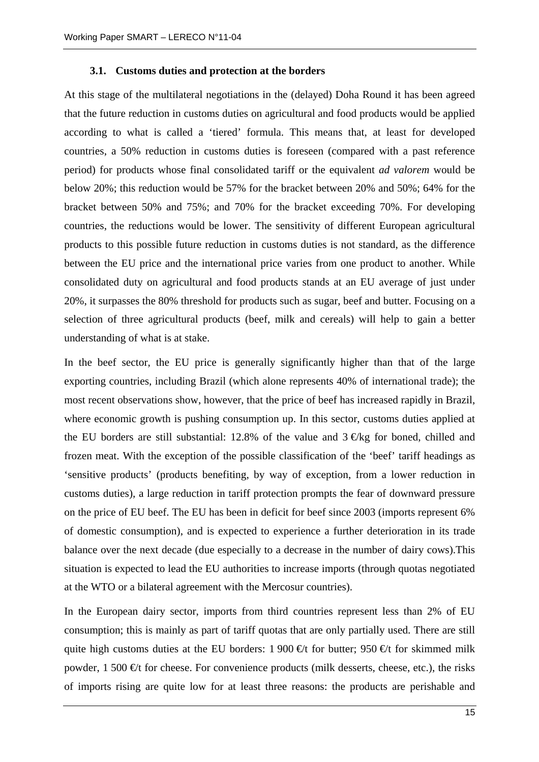### 3.1. Customs duties and protection at the borders

At this stage of the multilateral negotiations in the (delayed) Doha Round it has been agreed that the future reduction in customs duties on agricultural and food products would be applied according to what is called a 'tiered' formula. This means that, at least for developed countries, a 50% reduction in customs duties is foreseen (compared with a past reference period) for products whose final consolidated tariff or the equivalent *ad valorem* would be below 20%; this reduction would be 57% for the bracket between 20% and 50%; 64% for the bracket between 50% and 75%; and 70% for the bracket exceeding 70%. For developing countries, the reductions would be lower. The sensitivity of different European agricultural products to this possible future reduction in customs duties is not standard, as the difference between the EU price and the international price varies from one product to another. While consolidated duty on agricultural and food products stands at an EU average of just under 20%, it surpasses the 80% threshold for products such as sugar, beef and butter. Focusing on a selection of three agricultural products (beef, milk and cereals) will help to gain a better understanding of what is at stake.

In the beef sector, the EU price is generally significantly higher than that of the large exporting countries, including Brazil (which alone represents 40% of international trade); the most recent observations show, however, that the price of beef has increased rapidly in Brazil, where economic growth is pushing consumption up. In this sector, customs duties applied at the EU borders are still substantial: 12.8% of the value and 3 €/kg for boned, chilled and frozen meat. With the exception of the possible classification of the 'beef' tariff headings as 'sensitive products' (products benefiting, by way of exception, from a lower reduction in customs duties), a large reduction in tariff protection prompts the fear of downward pressure on the price of EU beef. The EU has been in deficit for beef since 2003 (imports represent 6% of domestic consumption), and is expected to experience a further deterioration in its trade balance over the next decade (due especially to a decrease in the number of dairy cows).This situation is expected to lead the EU authorities to increase imports (through quotas negotiated at the WTO or a bilateral agreement with the Mercosur countries).

In the European dairy sector, imports from third countries represent less than 2% of EU consumption; this is mainly as part of tariff quotas that are only partially used. There are still quite high customs duties at the EU borders: 1 900 €/t for butter; 950 €/t for skimmed milk powder, 1 500 €/t for cheese. For convenience products (milk desserts, cheese, etc.), the risks of imports rising are quite low for at least three reasons: the products are perishable and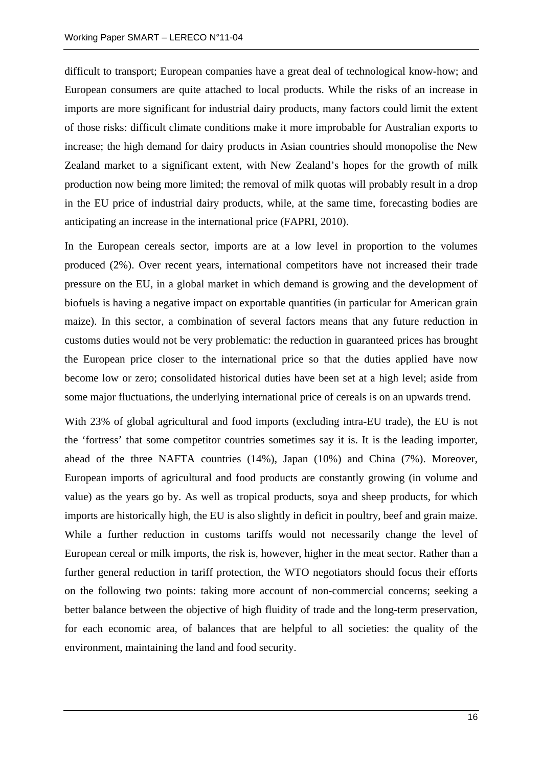difficult to transport; European companies have a great deal of technological know-how; and European consumers are quite attached to local products. While the risks of an increase in imports are more significant for industrial dairy products, many factors could limit the extent of those risks: difficult climate conditions make it more improbable for Australian exports to increase; the high demand for dairy products in Asian countries should monopolise the New Zealand market to a significant extent, with New Zealand's hopes for the growth of milk production now being more limited; the removal of milk quotas will probably result in a drop in the EU price of industrial dairy products, while, at the same time, forecasting bodies are anticipating an increase in the international price (FAPRI, 2010).

In the European cereals sector, imports are at a low level in proportion to the volumes produced (2%). Over recent years, international competitors have not increased their trade pressure on the EU, in a global market in which demand is growing and the development of biofuels is having a negative impact on exportable quantities (in particular for American grain maize). In this sector, a combination of several factors means that any future reduction in customs duties would not be very problematic: the reduction in guaranteed prices has brought the European price closer to the international price so that the duties applied have now become low or zero; consolidated historical duties have been set at a high level; aside from some major fluctuations, the underlying international price of cereals is on an upwards trend.

With 23% of global agricultural and food imports (excluding intra-EU trade), the EU is not the 'fortress' that some competitor countries sometimes say it is. It is the leading importer, ahead of the three NAFTA countries (14%), Japan (10%) and China (7%). Moreover, European imports of agricultural and food products are constantly growing (in volume and value) as the years go by. As well as tropical products, soya and sheep products, for which imports are historically high, the EU is also slightly in deficit in poultry, beef and grain maize. While a further reduction in customs tariffs would not necessarily change the level of European cereal or milk imports, the risk is, however, higher in the meat sector. Rather than a further general reduction in tariff protection, the WTO negotiators should focus their efforts on the following two points: taking more account of non-commercial concerns; seeking a better balance between the objective of high fluidity of trade and the long-term preservation, for each economic area, of balances that are helpful to all societies: the quality of the environment, maintaining the land and food security.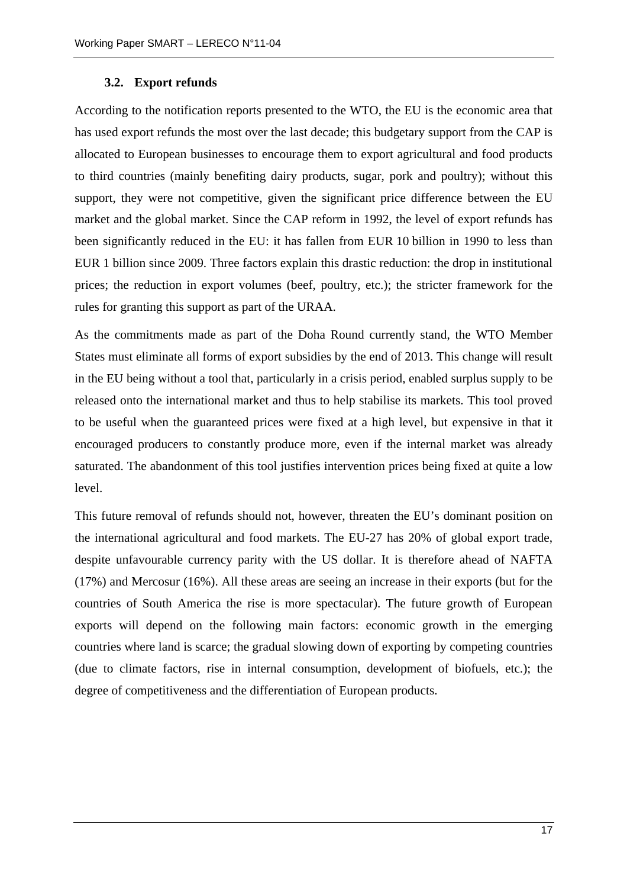### 3.2. Export refunds

According to the notification reports presented to the WTO, the EU is the economic area that has used export refunds the most over the last decade; this budgetary support from the CAP is allocated to European businesses to encourage them to export agricultural and food products to third countries (mainly benefiting dairy products, sugar, pork and poultry); without this support, they were not competitive, given the significant price difference between the EU market and the global market. Since the CAP reform in 1992, the level of export refunds has been significantly reduced in the EU: it has fallen from EUR 10 billion in 1990 to less than EUR 1 billion since 2009. Three factors explain this drastic reduction: the drop in institutional prices; the reduction in export volumes (beef, poultry, etc.); the stricter framework for the rules for granting this support as part of the URAA.

As the commitments made as part of the Doha Round currently stand, the WTO Member States must eliminate all forms of export subsidies by the end of 2013. This change will result in the EU being without a tool that, particularly in a crisis period, enabled surplus supply to be released onto the international market and thus to help stabilise its markets. This tool proved to be useful when the guaranteed prices were fixed at a high level, but expensive in that it encouraged producers to constantly produce more, even if the internal market was already saturated. The abandonment of this tool justifies intervention prices being fixed at quite a low level.

This future removal of refunds should not, however, threaten the EU's dominant position on the international agricultural and food markets. The EU-27 has 20% of global export trade, despite unfavourable currency parity with the US dollar. It is therefore ahead of NAFTA (17%) and Mercosur (16%). All these areas are seeing an increase in their exports (but for the countries of South America the rise is more spectacular). The future growth of European exports will depend on the following main factors: economic growth in the emerging countries where land is scarce; the gradual slowing down of exporting by competing countries (due to climate factors, rise in internal consumption, development of biofuels, etc.); the degree of competitiveness and the differentiation of European products.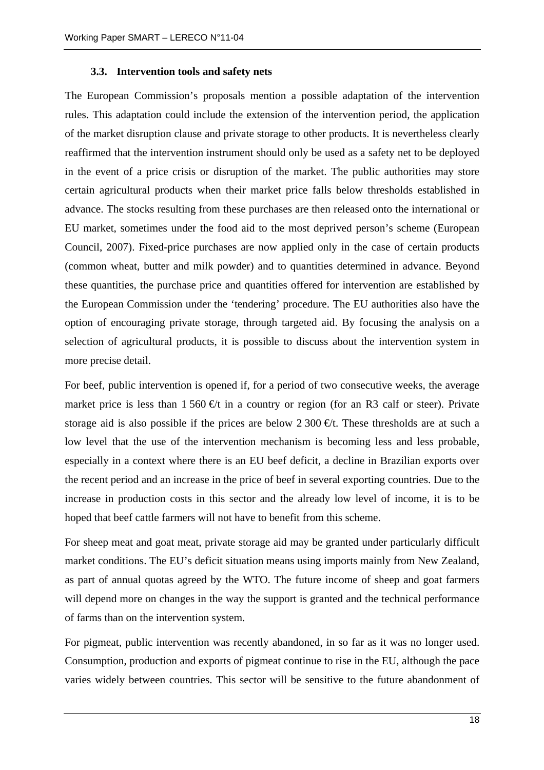### 3.3. Intervention tools and safety nets

The European Commission's proposals mention a possible adaptation of the intervention rules. This adaptation could include the extension of the intervention period, the application of the market disruption clause and private storage to other products. It is nevertheless clearly reaffirmed that the intervention instrument should only be used as a safety net to be deployed in the event of a price crisis or disruption of the market. The public authorities may store certain agricultural products when their market price falls below thresholds established in advance. The stocks resulting from these purchases are then released onto the international or EU market, sometimes under the food aid to the most deprived person's scheme (European Council, 2007). Fixed-price purchases are now applied only in the case of certain products (common wheat, butter and milk powder) and to quantities determined in advance. Beyond these quantities, the purchase price and quantities offered for intervention are established by the European Commission under the 'tendering' procedure. The EU authorities also have the option of encouraging private storage, through targeted aid. By focusing the analysis on a selection of agricultural products, it is possible to discuss about the intervention system in more precise detail.

For beef, public intervention is opened if, for a period of two consecutive weeks, the average market price is less than 1 560 €/t in a country or region (for an R3 calf or steer). Private storage aid is also possible if the prices are below 2 300 €/t. These thresholds are at such a low level that the use of the intervention mechanism is becoming less and less probable, especially in a context where there is an EU beef deficit, a decline in Brazilian exports over the recent period and an increase in the price of beef in several exporting countries. Due to the increase in production costs in this sector and the already low level of income, it is to be hoped that beef cattle farmers will not have to benefit from this scheme.

For sheep meat and goat meat, private storage aid may be granted under particularly difficult market conditions. The EU's deficit situation means using imports mainly from New Zealand, as part of annual quotas agreed by the WTO. The future income of sheep and goat farmers will depend more on changes in the way the support is granted and the technical performance of farms than on the intervention system.

For pigmeat, public intervention was recently abandoned, in so far as it was no longer used. Consumption, production and exports of pigmeat continue to rise in the EU, although the pace varies widely between countries. This sector will be sensitive to the future abandonment of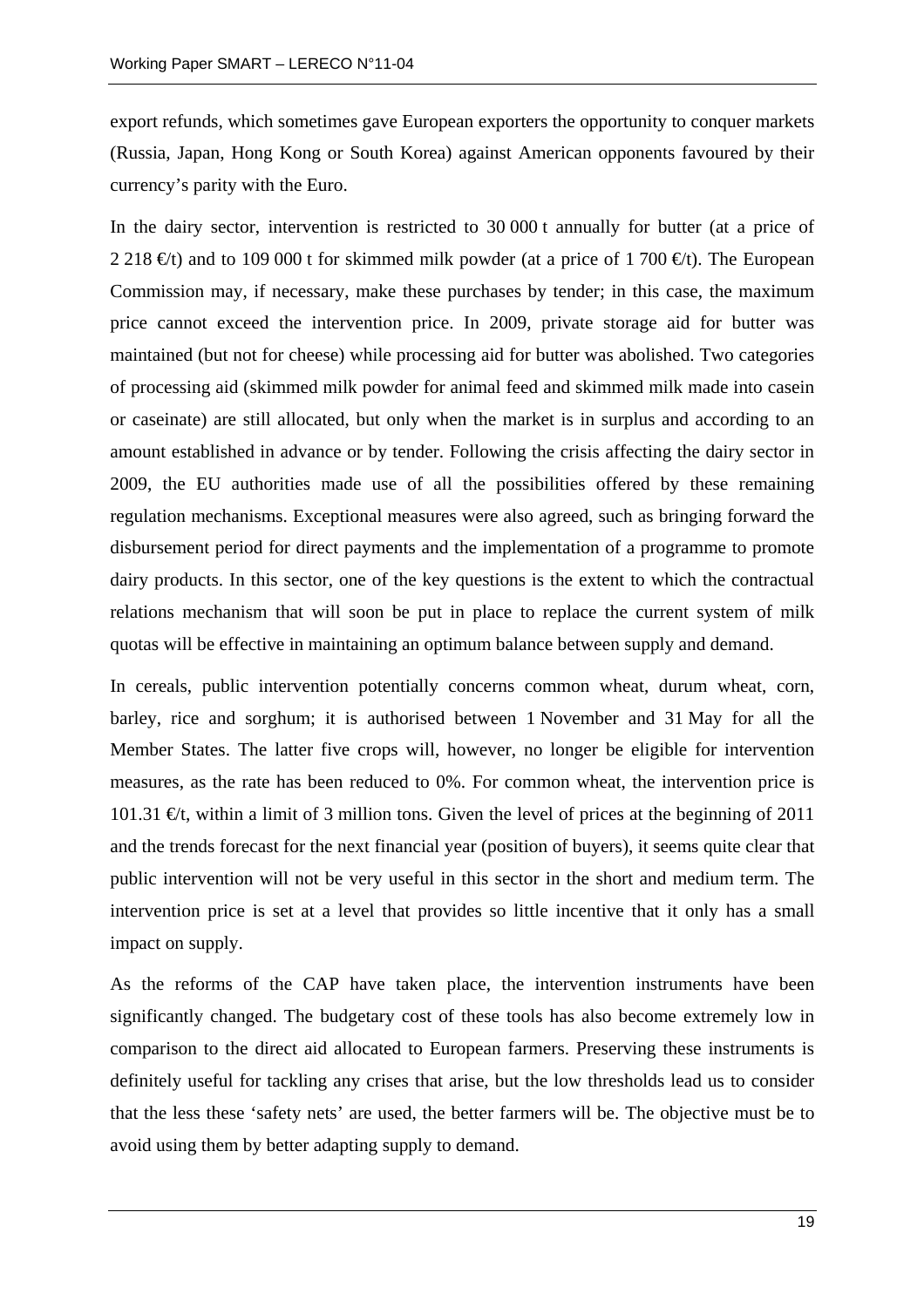export refunds, which sometimes gave European exporters the opportunity to conquer markets (Russia, Japan, Hong Kong or South Korea) against American opponents favoured by their currency's parity with the Euro.

In the dairy sector, intervention is restricted to 30 000 t annually for butter (at a price of 2 218 €/t) and to 109 000 t for skimmed milk powder (at a price of 1 700 €/t). The European Commission may, if necessary, make these purchases by tender; in this case, the maximum price cannot exceed the intervention price. In 2009, private storage aid for butter was maintained (but not for cheese) while processing aid for butter was abolished. Two categories of processing aid (skimmed milk powder for animal feed and skimmed milk made into casein or caseinate) are still allocated, but only when the market is in surplus and according to an amount established in advance or by tender. Following the crisis affecting the dairy sector in 2009, the EU authorities made use of all the possibilities offered by these remaining regulation mechanisms. Exceptional measures were also agreed, such as bringing forward the disbursement period for direct payments and the implementation of a programme to promote dairy products. In this sector, one of the key questions is the extent to which the contractual relations mechanism that will soon be put in place to replace the current system of milk quotas will be effective in maintaining an optimum balance between supply and demand.

In cereals, public intervention potentially concerns common wheat, durum wheat, corn, barley, rice and sorghum; it is authorised between 1 November and 31 May for all the Member States. The latter five crops will, however, no longer be eligible for intervention measures, as the rate has been reduced to 0%. For common wheat, the intervention price is 101.31 €/t, within a limit of 3 million tons. Given the level of prices at the beginning of 2011 and the trends forecast for the next financial year (position of buyers), it seems quite clear that public intervention will not be very useful in this sector in the short and medium term. The intervention price is set at a level that provides so little incentive that it only has a small impact on supply.

As the reforms of the CAP have taken place, the intervention instruments have been significantly changed. The budgetary cost of these tools has also become extremely low in comparison to the direct aid allocated to European farmers. Preserving these instruments is definitely useful for tackling any crises that arise, but the low thresholds lead us to consider that the less these 'safety nets' are used, the better farmers will be. The objective must be to avoid using them by better adapting supply to demand.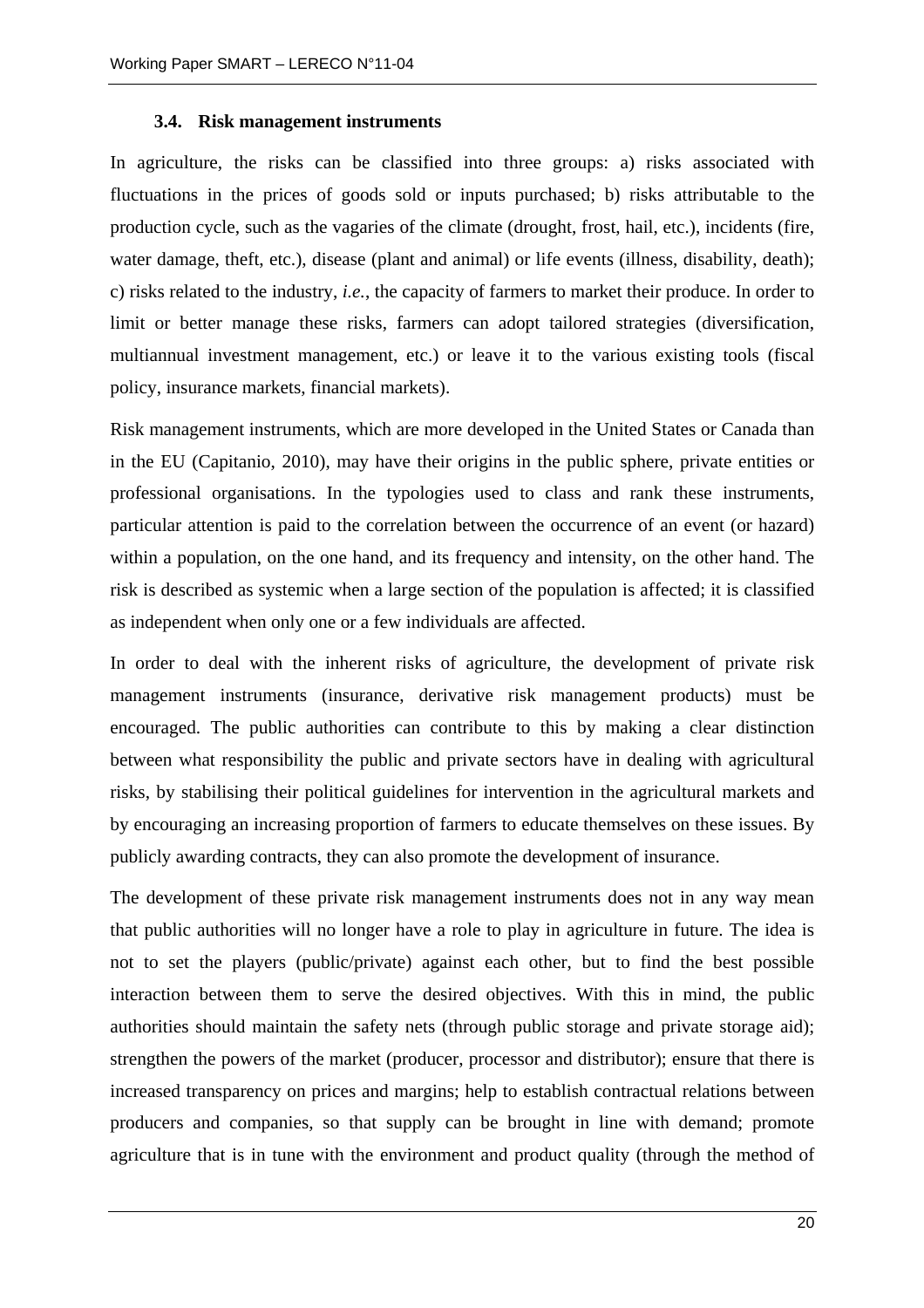### 3.4. Risk management instruments

In agriculture, the risks can be classified into three groups: a) risks associated with fluctuations in the prices of goods sold or inputs purchased; b) risks attributable to the production cycle, such as the vagaries of the climate (drought, frost, hail, etc.), incidents (fire, water damage, theft, etc.), disease (plant and animal) or life events (illness, disability, death); c) risks related to the industry, *i.e.*, the capacity of farmers to market their produce. In order to limit or better manage these risks, farmers can adopt tailored strategies (diversification, multiannual investment management, etc.) or leave it to the various existing tools (fiscal policy, insurance markets, financial markets).

Risk management instruments, which are more developed in the United States or Canada than in the EU (Capitanio, 2010), may have their origins in the public sphere, private entities or professional organisations. In the typologies used to class and rank these instruments, particular attention is paid to the correlation between the occurrence of an event (or hazard) within a population, on the one hand, and its frequency and intensity, on the other hand. The risk is described as systemic when a large section of the population is affected; it is classified as independent when only one or a few individuals are affected.

In order to deal with the inherent risks of agriculture, the development of private risk management instruments (insurance, derivative risk management products) must be encouraged. The public authorities can contribute to this by making a clear distinction between what responsibility the public and private sectors have in dealing with agricultural risks, by stabilising their political guidelines for intervention in the agricultural markets and by encouraging an increasing proportion of farmers to educate themselves on these issues. By publicly awarding contracts, they can also promote the development of insurance.

The development of these private risk management instruments does not in any way mean that public authorities will no longer have a role to play in agriculture in future. The idea is not to set the players (public/private) against each other, but to find the best possible interaction between them to serve the desired objectives. With this in mind, the public authorities should maintain the safety nets (through public storage and private storage aid); strengthen the powers of the market (producer, processor and distributor); ensure that there is increased transparency on prices and margins; help to establish contractual relations between producers and companies, so that supply can be brought in line with demand; promote agriculture that is in tune with the environment and product quality (through the method of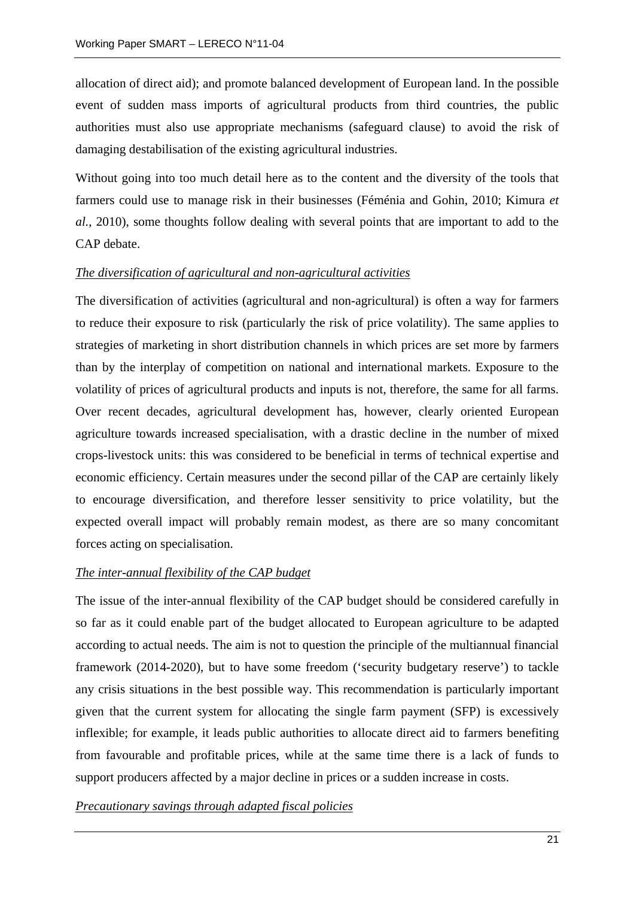allocation of direct aid); and promote balanced development of European land. In the possible event of sudden mass imports of agricultural products from third countries, the public authorities must also use appropriate mechanisms (safeguard clause) to avoid the risk of damaging destabilisation of the existing agricultural industries.

Without going into too much detail here as to the content and the diversity of the tools that farmers could use to manage risk in their businesses (Féménia and Gohin, 2010; Kimura *et al.*, 2010), some thoughts follow dealing with several points that are important to add to the CAP debate.

*The diversification of agricultural and non-agricultural activities*

The diversification of activities (agricultural and non-agricultural) is often a way for farmers to reduce their exposure to risk (particularly the risk of price volatility). The same applies to strategies of marketing in short distribution channels in which prices are set more by farmers than by the interplay of competition on national and international markets. Exposure to the volatility of prices of agricultural products and inputs is not, therefore, the same for all farms. Over recent decades, agricultural development has, however, clearly oriented European agriculture towards increased specialisation, with a drastic decline in the number of mixed crops-livestock units: this was considered to be beneficial in terms of technical expertise and economic efficiency. Certain measures under the second pillar of the CAP are certainly likely to encourage diversification, and therefore lesser sensitivity to price volatility, but the expected overall impact will probably remain modest, as there are so many concomitant forces acting on specialisation.

*The inter-annual flexibility of the CAP budget*

The issue of the inter-annual flexibility of the CAP budget should be considered carefully in so far as it could enable part of the budget allocated to European agriculture to be adapted according to actual needs. The aim is not to question the principle of the multiannual financial framework (2014-2020), but to have some freedom ('security budgetary reserve') to tackle any crisis situations in the best possible way. This recommendation is particularly important given that the current system for allocating the single farm payment (SFP) is excessively inflexible; for example, it leads public authorities to allocate direct aid to farmers benefiting from favourable and profitable prices, while at the same time there is a lack of funds to support producers affected by a major decline in prices or a sudden increase in costs.

*Precautionary savings through adapted fiscal policies*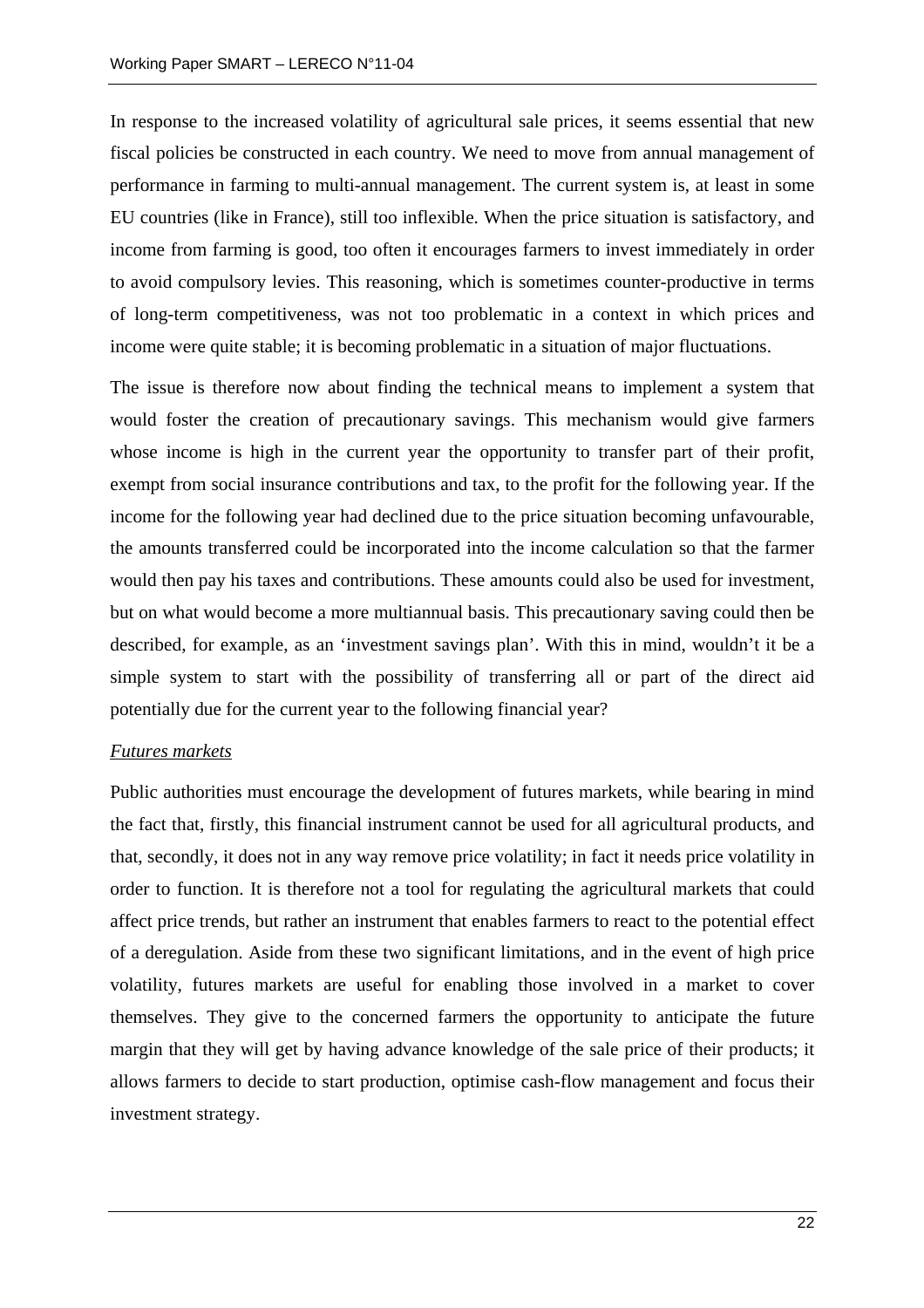In response to the increased volatility of agricultural sale prices, it seems essential that new fiscal policies be constructed in each country. We need to move from annual management of performance in farming to multi-annual management. The current system is, at least in some EU countries (like in France), still too inflexible. When the price situation is satisfactory, and income from farming is good, too often it encourages farmers to invest immediately in order to avoid compulsory levies. This reasoning, which is sometimes counter-productive in terms of long-term competitiveness, was not too problematic in a context in which prices and income were quite stable; it is becoming problematic in a situation of major fluctuations.

The issue is therefore now about finding the technical means to implement a system that would foster the creation of precautionary savings. This mechanism would give farmers whose income is high in the current year the opportunity to transfer part of their profit, exempt from social insurance contributions and tax, to the profit for the following year. If the income for the following year had declined due to the price situation becoming unfavourable, the amounts transferred could be incorporated into the income calculation so that the farmer would then pay his taxes and contributions. These amounts could also be used for investment, but on what would become a more multiannual basis. This precautionary saving could then be described, for example, as an 'investment savings plan'. With this in mind, wouldn't it be a simple system to start with the possibility of transferring all or part of the direct aid potentially due for the current year to the following financial year?

*Futures markets*

Public authorities must encourage the development of futures markets, while bearing in mind the fact that, firstly, this financial instrument cannot be used for all agricultural products, and that, secondly, it does not in any way remove price volatility; in fact it needs price volatility in order to function. It is therefore not a tool for regulating the agricultural markets that could affect price trends, but rather an instrument that enables farmers to react to the potential effect of a deregulation. Aside from these two significant limitations, and in the event of high price volatility, futures markets are useful for enabling those involved in a market to cover themselves. They give to the concerned farmers the opportunity to anticipate the future margin that they will get by having advance knowledge of the sale price of their products; it allows farmers to decide to start production, optimise cash-flow management and focus their investment strategy.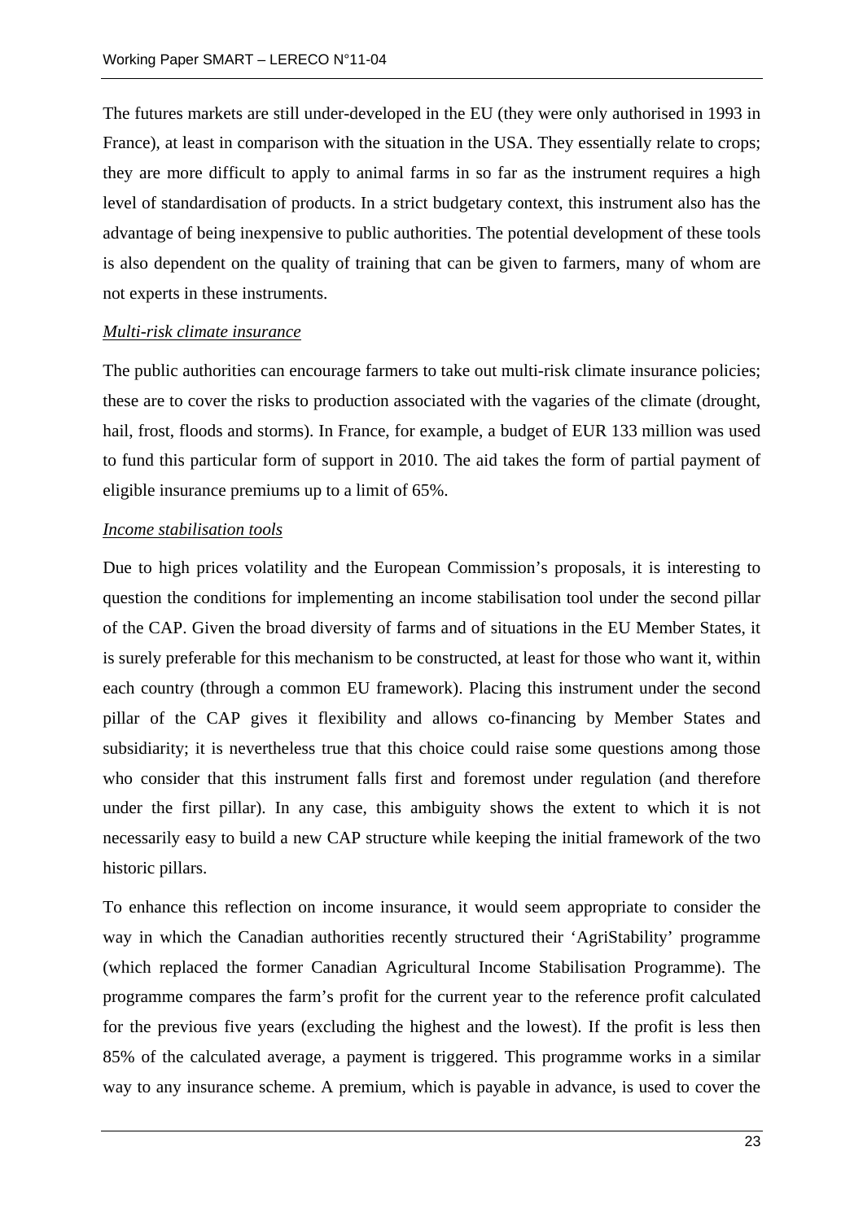The futures markets are still under-developed in the EU (they were only authorised in 1993 in France), at least in comparison with the situation in the USA. They essentially relate to crops; they are more difficult to apply to animal farms in so far as the instrument requires a high level of standardisation of products. In a strict budgetary context, this instrument also has the advantage of being inexpensive to public authorities. The potential development of these tools is also dependent on the quality of training that can be given to farmers, many of whom are not experts in these instruments.

*Multi-risk climate insurance*

The public authorities can encourage farmers to take out multi-risk climate insurance policies; these are to cover the risks to production associated with the vagaries of the climate (drought, hail, frost, floods and storms). In France, for example, a budget of EUR 133 million was used to fund this particular form of support in 2010. The aid takes the form of partial payment of eligible insurance premiums up to a limit of 65%.

*Income stabilisation tools*

Due to high prices volatility and the European Commission's proposals, it is interesting to question the conditions for implementing an income stabilisation tool under the second pillar of the CAP. Given the broad diversity of farms and of situations in the EU Member States, it is surely preferable for this mechanism to be constructed, at least for those who want it, within each country (through a common EU framework). Placing this instrument under the second pillar of the CAP gives it flexibility and allows co-financing by Member States and subsidiarity; it is nevertheless true that this choice could raise some questions among those who consider that this instrument falls first and foremost under regulation (and therefore under the first pillar). In any case, this ambiguity shows the extent to which it is not necessarily easy to build a new CAP structure while keeping the initial framework of the two historic pillars.

To enhance this reflection on income insurance, it would seem appropriate to consider the way in which the Canadian authorities recently structured their 'AgriStability' programme (which replaced the former Canadian Agricultural Income Stabilisation Programme). The programme compares the farm's profit for the current year to the reference profit calculated for the previous five years (excluding the highest and the lowest). If the profit is less then 85% of the calculated average, a payment is triggered. This programme works in a similar way to any insurance scheme. A premium, which is payable in advance, is used to cover the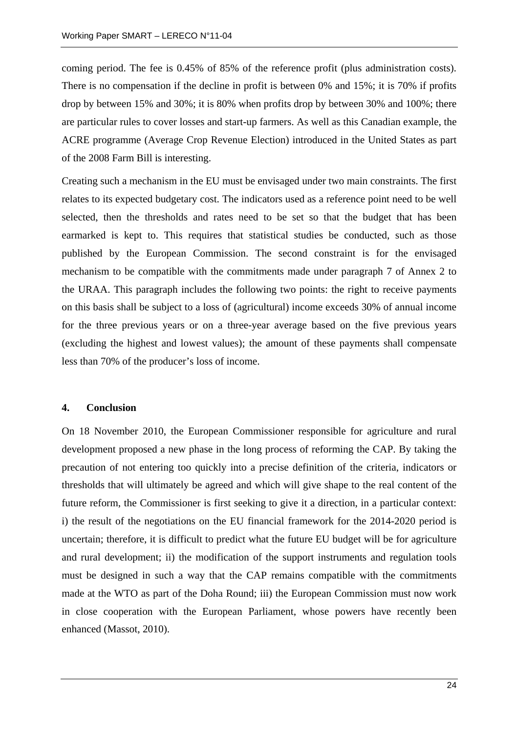coming period. The fee is 0.45% of 85% of the reference profit (plus administration costs). There is no compensation if the decline in profit is between 0% and 15%; it is 70% if profits drop by between 15% and 30%; it is 80% when profits drop by between 30% and 100%; there are particular rules to cover losses and start-up farmers. As well as this Canadian example, the ACRE programme (Average Crop Revenue Election) introduced in the United States as part of the 2008 Farm Bill is interesting.

Creating such a mechanism in the EU must be envisaged under two main constraints. The first relates to its expected budgetary cost. The indicators used as a reference point need to be well selected, then the thresholds and rates need to be set so that the budget that has been earmarked is kept to. This requires that statistical studies be conducted, such as those published by the European Commission. The second constraint is for the envisaged mechanism to be compatible with the commitments made under paragraph 7 of Annex 2 to the URAA. This paragraph includes the following two points: the right to receive payments on this basis shall be subject to a loss of (agricultural) income exceeds 30% of annual income for the three previous years or on a three-year average based on the five previous years (excluding the highest and lowest values); the amount of these payments shall compensate less than 70% of the producer's loss of income.

## 4. Conclusion

On 18 November 2010, the European Commissioner responsible for agriculture and rural development proposed a new phase in the long process of reforming the CAP. By taking the precaution of not entering too quickly into a precise definition of the criteria, indicators or thresholds that will ultimately be agreed and which will give shape to the real content of the future reform, the Commissioner is first seeking to give it a direction, in a particular context: i) the result of the negotiations on the EU financial framework for the 2014-2020 period is uncertain; therefore, it is difficult to predict what the future EU budget will be for agriculture and rural development; ii) the modification of the support instruments and regulation tools must be designed in such a way that the CAP remains compatible with the commitments made at the WTO as part of the Doha Round; iii) the European Commission must now work in close cooperation with the European Parliament, whose powers have recently been enhanced (Massot, 2010).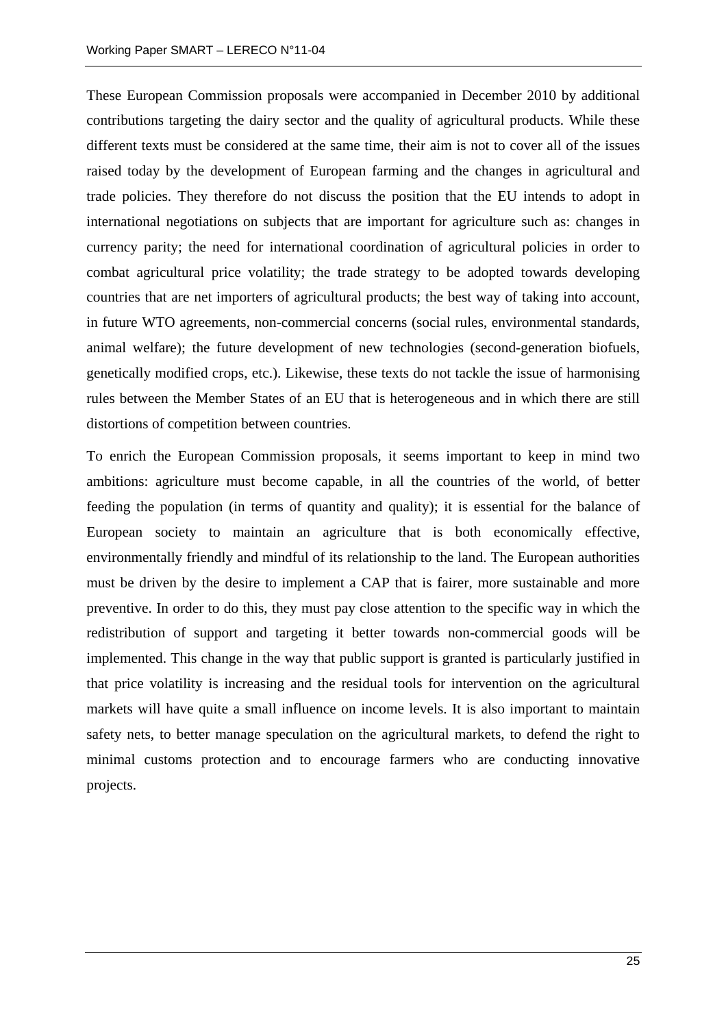These European Commission proposals were accompanied in December 2010 by additional contributions targeting the dairy sector and the quality of agricultural products. While these different texts must be considered at the same time, their aim is not to cover all of the issues raised today by the development of European farming and the changes in agricultural and trade policies. They therefore do not discuss the position that the EU intends to adopt in international negotiations on subjects that are important for agriculture such as: changes in currency parity; the need for international coordination of agricultural policies in order to combat agricultural price volatility; the trade strategy to be adopted towards developing countries that are net importers of agricultural products; the best way of taking into account, in future WTO agreements, non-commercial concerns (social rules, environmental standards, animal welfare); the future development of new technologies (second-generation biofuels, genetically modified crops, etc.). Likewise, these texts do not tackle the issue of harmonising rules between the Member States of an EU that is heterogeneous and in which there are still distortions of competition between countries.

To enrich the European Commission proposals, it seems important to keep in mind two ambitions: agriculture must become capable, in all the countries of the world, of better feeding the population (in terms of quantity and quality); it is essential for the balance of European society to maintain an agriculture that is both economically effective, environmentally friendly and mindful of its relationship to the land. The European authorities must be driven by the desire to implement a CAP that is fairer, more sustainable and more preventive. In order to do this, they must pay close attention to the specific way in which the redistribution of support and targeting it better towards non-commercial goods will be implemented. This change in the way that public support is granted is particularly justified in that price volatility is increasing and the residual tools for intervention on the agricultural markets will have quite a small influence on income levels. It is also important to maintain safety nets, to better manage speculation on the agricultural markets, to defend the right to minimal customs protection and to encourage farmers who are conducting innovative projects.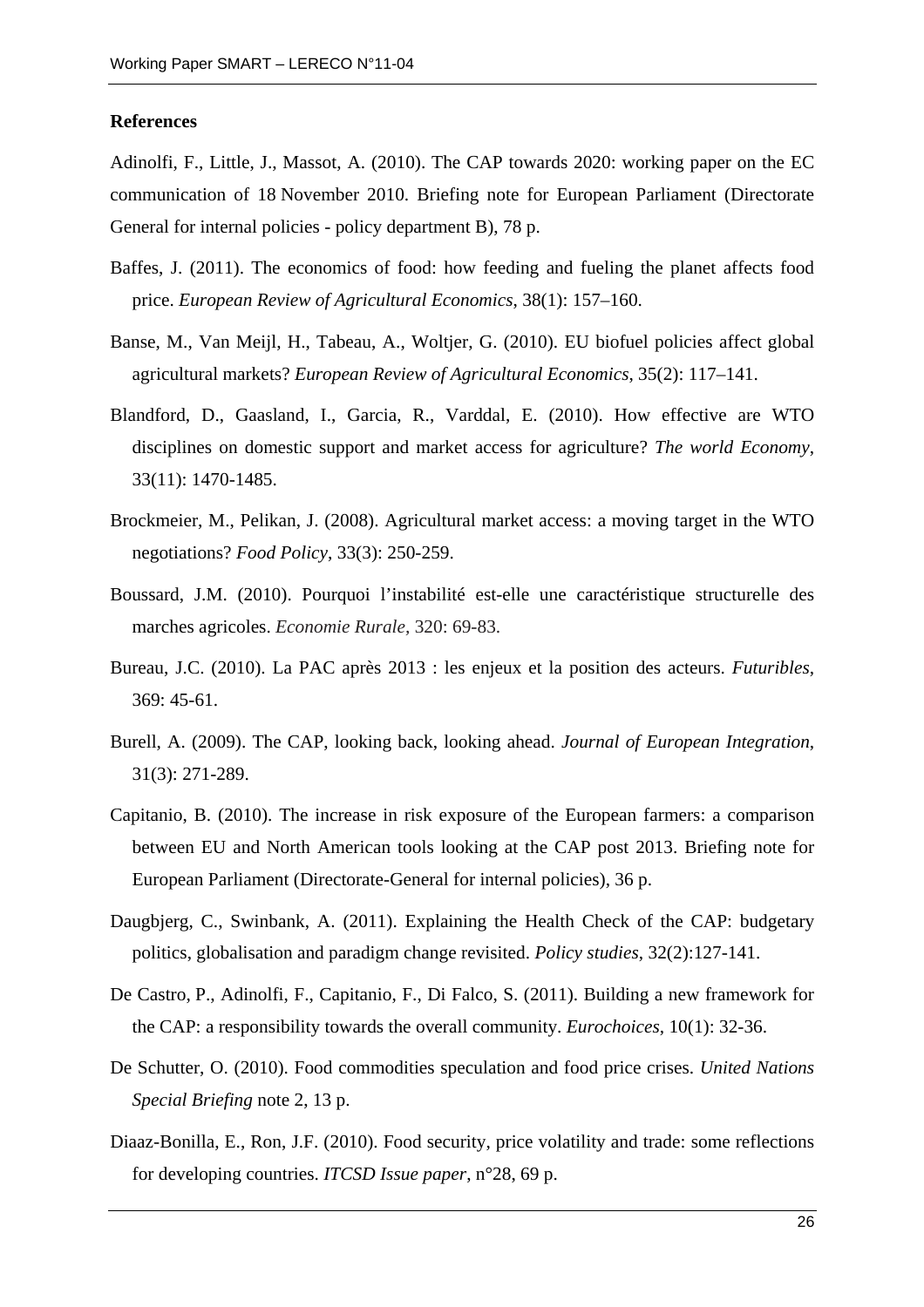**References**

Adinolfi, F., Little, J., Massot, A. (2010). The CAP towards 2020: working paper on the EC communication of 18 November 2010. Briefing note for European Parliament (Directorate General for internal policies - policy department B), 78 p.

Baffes, J. (2011). The economics of food: how feeding and fueling the planet affects food price. *European Review of Agricultural Economics*, 38(1): 157–160.

Banse, M., Van Meijl, H., Tabeau, A., Woltjer, G. (2010). EU biofuel policies affect global agricultural markets? *European Review of Agricultural Economics*, 35(2): 117–141.

Blandford, D., Gaasland, I., Garcia, R., Varddal, E. (2010). How effective are WTO disciplines on domestic support and market access for agriculture? *The world Economy*, 33(11): 1470-1485.

Brockmeier, M., Pelikan, J. (2008). Agricultural market access: a moving target in the WTO negotiations? *Food Policy*, 33(3): 250-259.

Boussard, J.M. (2010). Pourquoi l'instabilité est-elle une caractéristique structurelle des marches agricoles. *Economie Rurale*, 320: 69-83.

Bureau, J.C. (2010). La PAC après 2013 : les enjeux et la position des acteurs. *Futuribles*, 369: 45-61.

Burell, A. (2009). The CAP, looking back, looking ahead. *Journal of European Integration*, 31(3): 271-289.

Capitanio, B. (2010). The increase in risk exposure of the European farmers: a comparison between EU and North American tools looking at the CAP post 2013. Briefing note for European Parliament (Directorate-General for internal policies), 36 p.

Daugbjerg, C., Swinbank, A. (2011). Explaining the Health Check of the CAP: budgetary politics, globalisation and paradigm change revisited. *Policy studies*, 32(2):127-141.

De Castro, P., Adinolfi, F., Capitanio, F., Di Falco, S. (2011). Building a new framework for the CAP: a responsibility towards the overall community. *Eurochoices*, 10(1): 32-36.

De Schutter, O. (2010). Food commodities speculation and food price crises. *United Nations Special Briefing* note 2, 13 p.

Diaaz-Bonilla, E., Ron, J.F. (2010). Food security, price volatility and trade: some reflections for developing countries. *ITCSD Issue paper*, n°28, 69 p.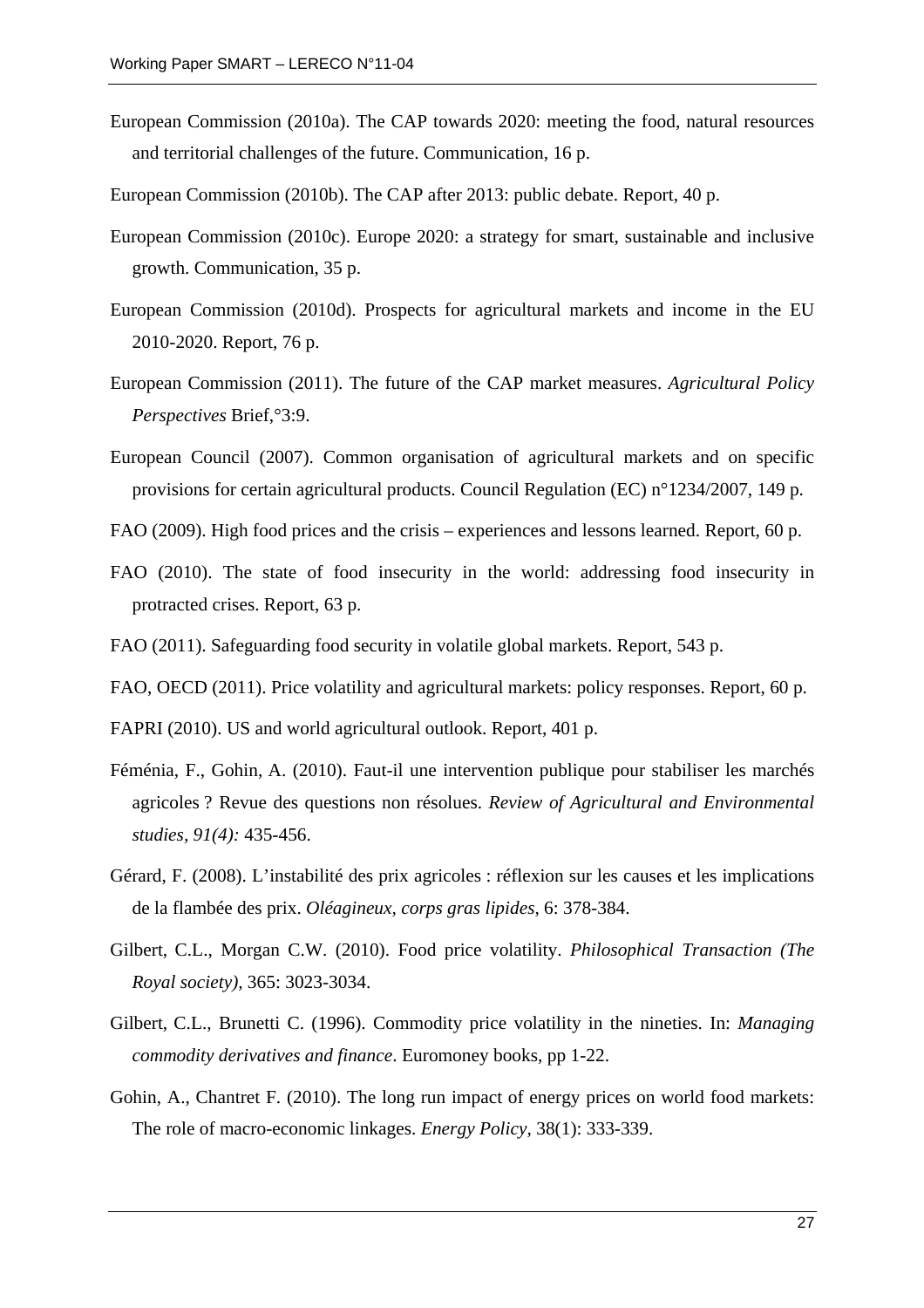European Commission (2010a). The CAP towards 2020: meeting the food, natural resources and territorial challenges of the future. Communication, 16 p.

European Commission (2010b). The CAP after 2013: public debate. Report, 40 p.

European Commission (2010c). Europe 2020: a strategy for smart, sustainable and inclusive growth. Communication, 35 p.

European Commission (2010d). Prospects for agricultural markets and income in the EU 2010-2020. Report, 76 p.

European Commission (2011). The future of the CAP market measures. *Agricultural Policy Perspectives* Brief,°3:9.

European Council (2007). Common organisation of agricultural markets and on specific provisions for certain agricultural products. Council Regulation (EC) n°1234/2007, 149 p.

FAO (2009). High food prices and the crisis – experiences and lessons learned. Report, 60 p.

FAO (2010). The state of food insecurity in the world: addressing food insecurity in protracted crises. Report, 63 p.

FAO (2011). Safeguarding food security in volatile global markets. Report, 543 p.

FAO, OECD (2011). Price volatility and agricultural markets: policy responses. Report, 60 p.

FAPRI (2010). US and world agricultural outlook. Report, 401 p.

Féménia, F., Gohin, A. (2010). Faut-il une intervention publique pour stabiliser les marchés agricoles ? Revue des questions non résolues. *Review of Agricultural and Environmental studies, 91(4):* 435-456.

Gérard, F. (2008). L'instabilité des prix agricoles : réflexion sur les causes et les implications de la flambée des prix. *Oléagineux, corps gras lipides*, 6: 378-384.

Gilbert, C.L., Morgan C.W. (2010). Food price volatility. *Philosophical Transaction (The Royal society)*, 365: 3023-3034.

Gilbert, C.L., Brunetti C. (1996). Commodity price volatility in the nineties. In: *Managing commodity derivatives and finance*. Euromoney books, pp 1-22.

Gohin, A., Chantret F. (2010). The long run impact of energy prices on world food markets: The role of macro-economic linkages. *Energy Policy*, 38(1): 333-339.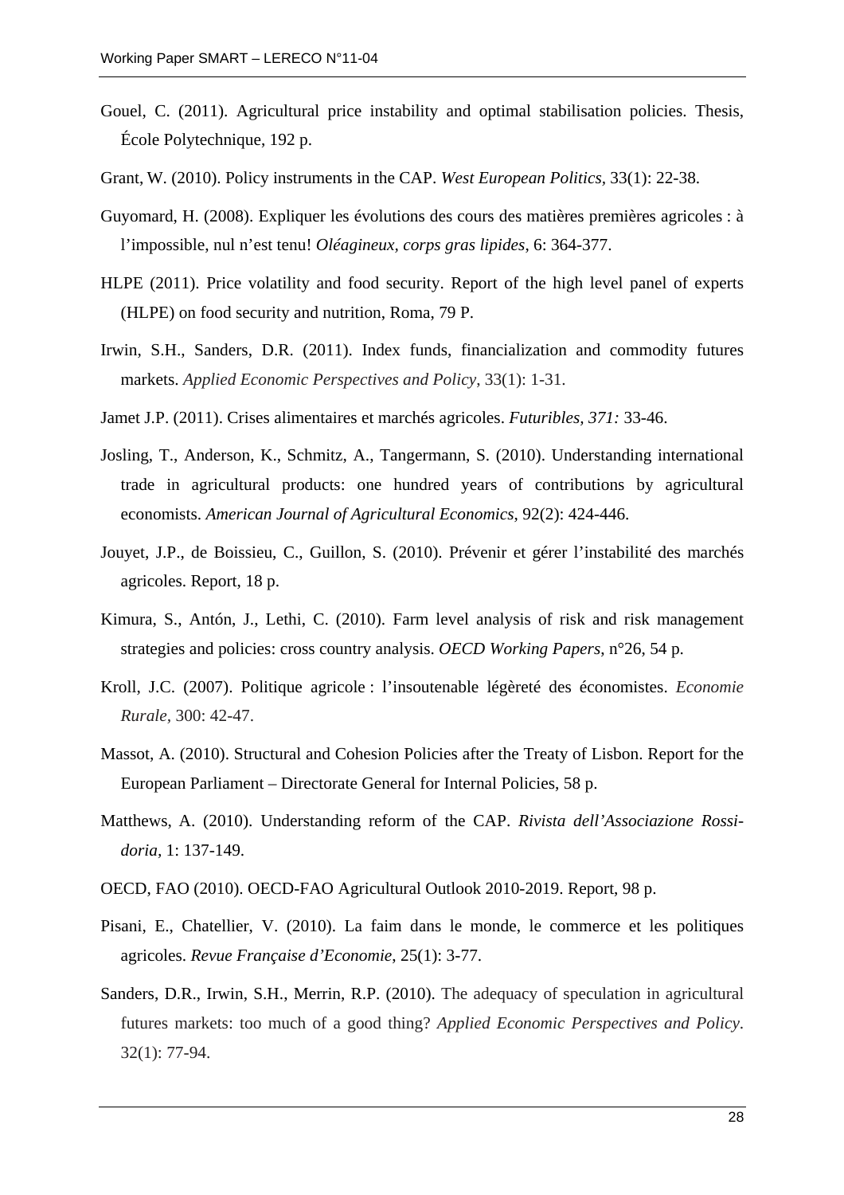Gouel, C. (2011). Agricultural price instability and optimal stabilisation policies. Thesis, École Polytechnique, 192 p.

Grant, W. (2010). Policy instruments in the CAP. *West European Politics*, 33(1): 22-38.

Guyomard, H. (2008). Expliquer les évolutions des cours des matières premières agricoles : à l'impossible, nul n'est tenu! *Oléagineux, corps gras lipides*, 6: 364-377.

HLPE (2011). Price volatility and food security. Report of the high level panel of experts (HLPE) on food security and nutrition, Roma, 79 P.

Irwin, S.H., Sanders, D.R. (2011). Index funds, financialization and commodity futures markets. *Applied Economic Perspectives and Policy*, 33(1): 1-31.

Jamet J.P. (2011). Crises alimentaires et marchés agricoles. *Futuribles*, *371:* 33-46.

Josling, T., Anderson, K., Schmitz, A., Tangermann, S. (2010). Understanding international trade in agricultural products: one hundred years of contributions by agricultural economists. *American Journal of Agricultural Economics*, 92(2): 424-446.

Jouyet, J.P., de Boissieu, C., Guillon, S. (2010). Prévenir et gérer l'instabilité des marchés agricoles. Report, 18 p.

Kimura, S., Antón, J., Lethi, C. (2010). Farm level analysis of risk and risk management strategies and policies: cross country analysis. *OECD Working Papers*, n°26, 54 p.

Kroll, J.C. (2007). Politique agricole : l'insoutenable légèreté des économistes. *Economie Rurale*, 300: 42-47.

Massot, A. (2010). Structural and Cohesion Policies after the Treaty of Lisbon. Report for the European Parliament – Directorate General for Internal Policies, 58 p.

Matthews, A. (2010). Understanding reform of the CAP. *Rivista dell'Associazione Rossi-doria*, 1: 137-149.

OECD, FAO (2010). OECD-FAO Agricultural Outlook 2010-2019. Report, 98 p.

Pisani, E., Chatellier, V. (2010). La faim dans le monde, le commerce et les politiques agricoles. *Revue Française d'Economie*, 25(1): 3-77.

Sanders, D.R., Irwin, S.H., Merrin, R.P. (2010). The adequacy of speculation in agricultural futures markets: too much of a good thing? *Applied Economic Perspectives and Policy*. 32(1): 77-94.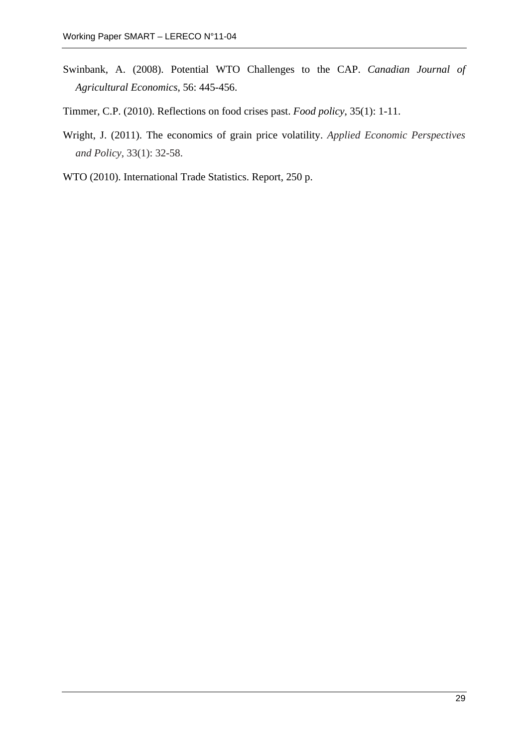Swinbank, A. (2008). Potential WTO Challenges to the CAP. *Canadian Journal of Agricultural Economics*, 56: 445-456.

Timmer, C.P. (2010). Reflections on food crises past. *Food policy*, 35(1): 1-11.

Wright, J. (2011). The economics of grain price volatility. *Applied Economic Perspectives and Policy*, 33(1): 32-58.

WTO (2010). International Trade Statistics. Report, 250 p.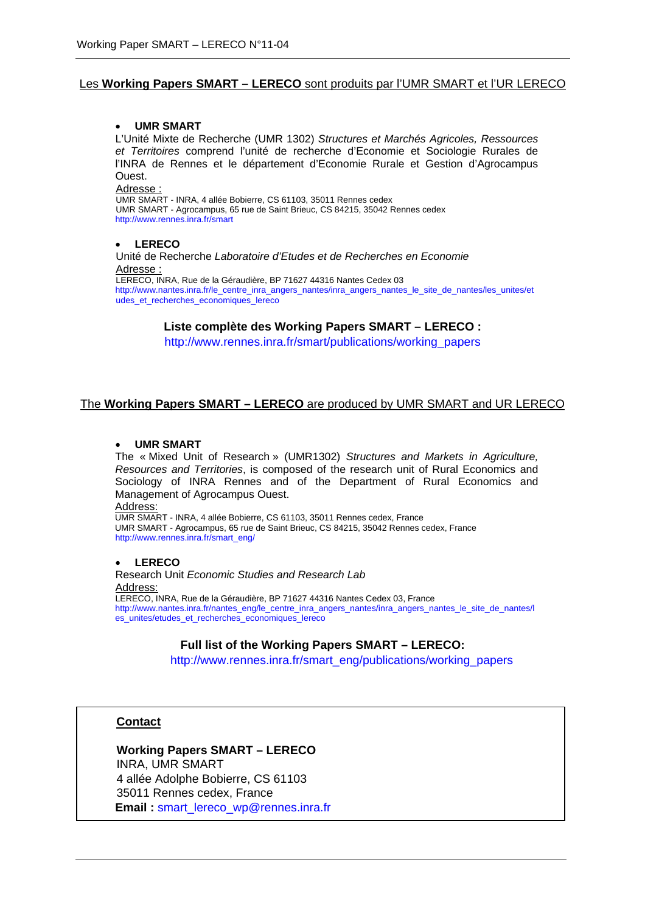Les **Working Papers SMART – LERECO** sont produits par l'UMR SMART et l'UR LERECO

- **UMR SMART**

L'Unité Mixte de Recherche (UMR 1302) *Structures et Marchés Agricoles, Ressources et Territoires* comprend l'unité de recherche d'Economie et Sociologie Rurales de l'INRA de Rennes et le département d'Economie Rurale et Gestion d'Agrocampus Ouest.

Adresse :

UMR SMART - INRA, 4 allée Bobierre, CS 61103, 35011 Rennes cedex
UMR SMART - Agrocampus, 65 rue de Saint Brieuc, CS 84215, 35042 Rennes cedex
http://www.rennes.inra.fr/smart

- **LERECO**

Unité de Recherche *Laboratoire d'Etudes et de Recherches en Economie*

Adresse :

LERECO, INRA, Rue de la Géraudière, BP 71627 44316 Nantes Cedex 03
http://www.nantes.inra.fr/le_centre_inra_angers_nantes/inra_angers_nantes_le_site_de_nantes/les_unites/etudes_et_recherches_economiques_lereco

**Liste complète des Working Papers SMART – LERECO :**
http://www.rennes.inra.fr/smart/publications/working_papers

The **Working Papers SMART – LERECO** are produced by UMR SMART and UR LERECO

- **UMR SMART**

The « Mixed Unit of Research » (UMR1302) *Structures and Markets in Agriculture, Resources and Territories*, is composed of the research unit of Rural Economics and Sociology of INRA Rennes and of the Department of Rural Economics and Management of Agrocampus Ouest.

Address:

UMR SMART - INRA, 4 allée Bobierre, CS 61103, 35011 Rennes cedex, France
UMR SMART - Agrocampus, 65 rue de Saint Brieuc, CS 84215, 35042 Rennes cedex, France
http://www.rennes.inra.fr/smart_eng/

- **LERECO**

Research Unit *Economic Studies and Research Lab*

Address:

LERECO, INRA, Rue de la Géraudière, BP 71627 44316 Nantes Cedex 03, France
http://www.nantes.inra.fr/nantes_eng/le_centre_inra_angers_nantes/inra_angers_nantes_le_site_de_nantes/les_unites/etudes_et_recherches_economiques_lereco

**Full list of the Working Papers SMART – LERECO:**
http://www.rennes.inra.fr/smart_eng/publications/working_papers

**Contact**

**Working Papers SMART – LERECO**
INRA, UMR SMART
4 allée Adolphe Bobierre, CS 61103
35011 Rennes cedex, France
**Email :** smart_lereco_wp@rennes.inra.fr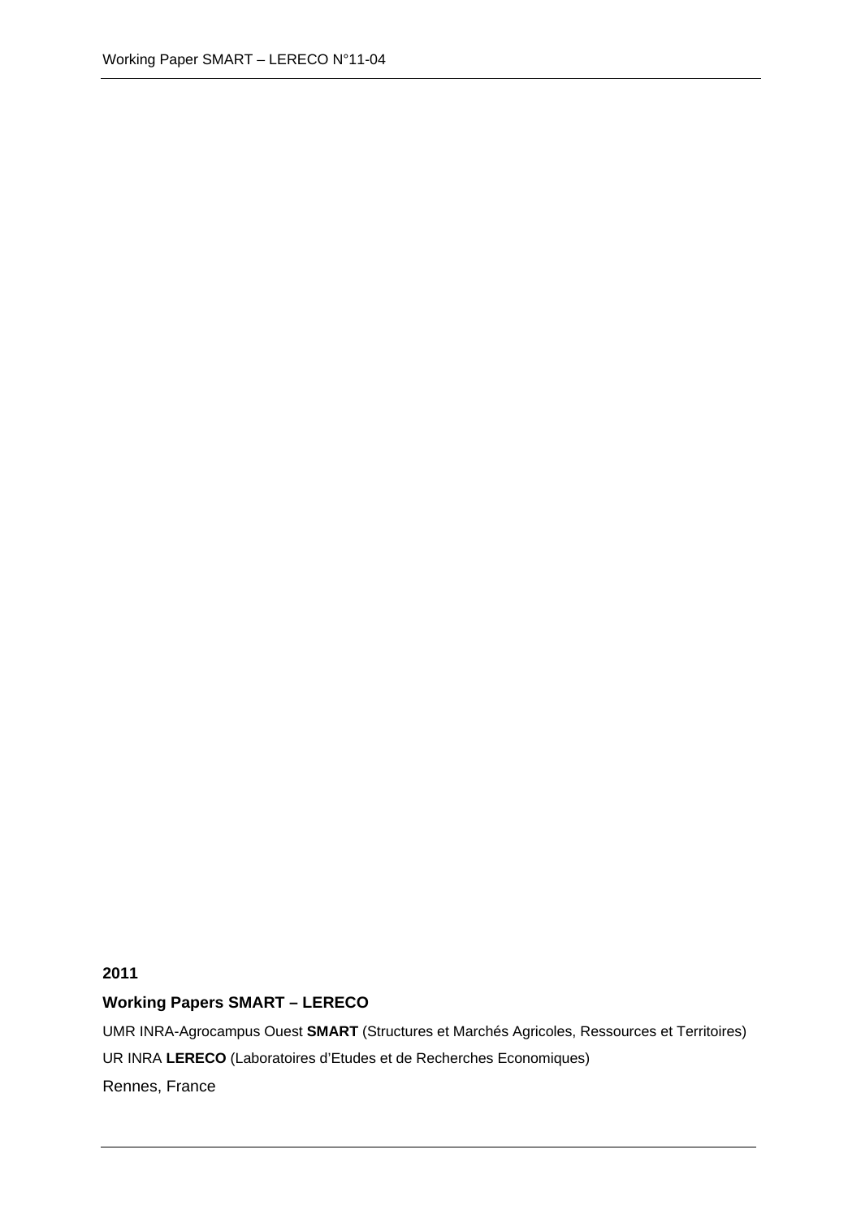**2011**

**Working Papers SMART – LERECO**

UMR INRA-Agrocampus Ouest **SMART** (Structures et Marchés Agricoles, Ressources et Territoires)

UR INRA **LERECO** (Laboratoires d'Etudes et de Recherches Economiques)

Rennes, France